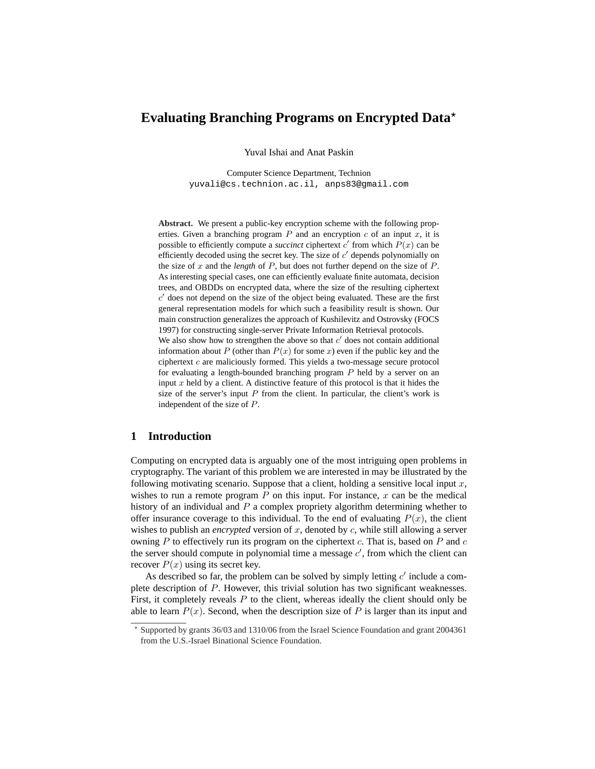# Evaluating Branching Programs on Encrypted Data*

Yuval Ishai and Anat Paskin

Computer Science Department, Technion
yuvali@cs.technion.ac.il, anps83@gmail.com

**Abstract.** We present a public-key encryption scheme with the following properties. Given a branching program $P$ and an encryption $c$ of an input $x$, it is possible to efficiently compute a *succinct* ciphertext $c'$ from which $P(x)$ can be efficiently decoded using the secret key. The size of $c'$ depends polynomially on the size of $x$ and the *length* of $P$, but does not further depend on the size of $P$. As interesting special cases, one can efficiently evaluate finite automata, decision trees, and OBDDs on encrypted data, where the size of the resulting ciphertext $c'$ does not depend on the size of the object being evaluated. These are the first general representation models for which such a feasibility result is shown. Our main construction generalizes the approach of Kushilevitz and Ostrovsky (FOCS 1997) for constructing single-server Private Information Retrieval protocols.

We also show how to strengthen the above so that $c'$ does not contain additional information about $P$ (other than $P(x)$ for some $x$) even if the public key and the ciphertext $c$ are maliciously formed. This yields a two-message secure protocol for evaluating a length-bounded branching program $P$ held by a server on an input $x$ held by a client. A distinctive feature of this protocol is that it hides the size of the server's input $P$ from the client. In particular, the client's work is independent of the size of $P$.

## 1 Introduction

Computing on encrypted data is arguably one of the most intriguing open problems in cryptography. The variant of this problem we are interested in may be illustrated by the following motivating scenario. Suppose that a client, holding a sensitive local input $x$, wishes to run a remote program $P$ on this input. For instance, $x$ can be the medical history of an individual and $P$ a complex propriety algorithm determining whether to offer insurance coverage to this individual. To the end of evaluating $P(x)$, the client wishes to publish an *encrypted* version of $x$, denoted by $c$, while still allowing a server owning $P$ to effectively run its program on the ciphertext $c$. That is, based on $P$ and $c$ the server should compute in polynomial time a message $c'$, from which the client can recover $P(x)$ using its secret key.

As described so far, the problem can be solved by simply letting $c'$ include a complete description of $P$. However, this trivial solution has two significant weaknesses. First, it completely reveals $P$ to the client, whereas ideally the client should only be able to learn $P(x)$. Second, when the description size of $P$ is larger than its input and

* Supported by grants 36/03 and 1310/06 from the Israel Science Foundation and grant 2004361 from the U.S.-Israel Binational Science Foundation.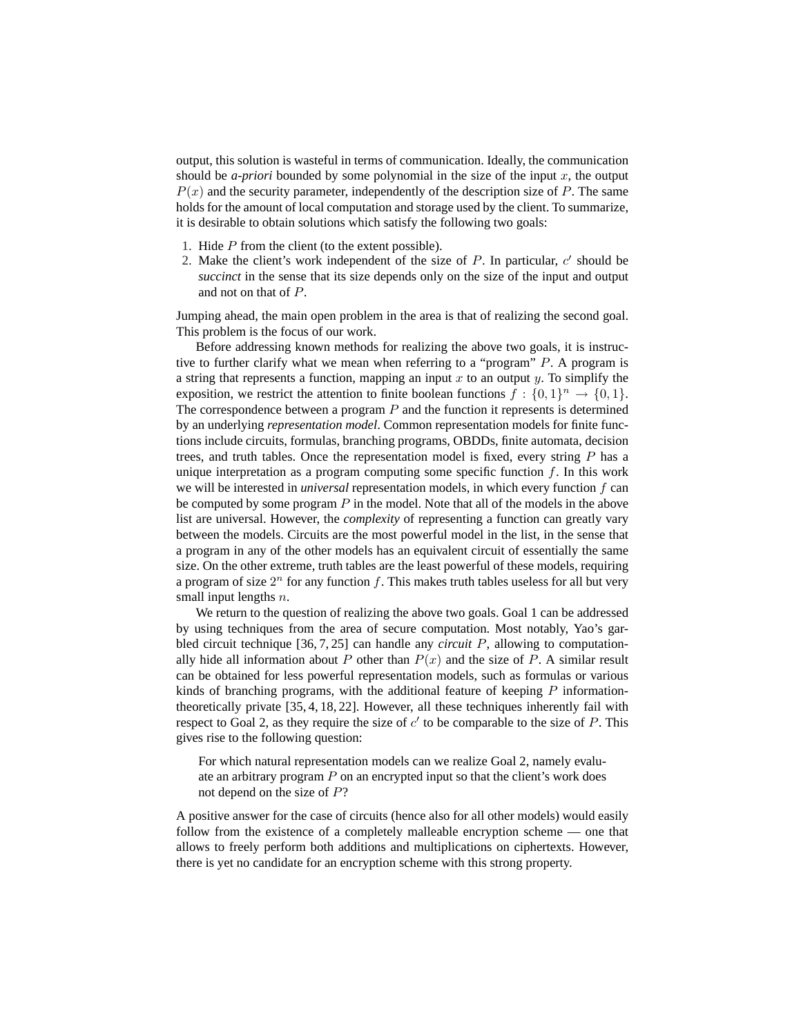output, this solution is wasteful in terms of communication. Ideally, the communication should be *a-priori* bounded by some polynomial in the size of the input $x$, the output $P(x)$ and the security parameter, independently of the description size of $P$. The same holds for the amount of local computation and storage used by the client. To summarize, it is desirable to obtain solutions which satisfy the following two goals:

1. Hide $P$ from the client (to the extent possible).
2. Make the client's work independent of the size of $P$. In particular, $c'$ should be *succinct* in the sense that its size depends only on the size of the input and output and not on that of $P$.

Jumping ahead, the main open problem in the area is that of realizing the second goal. This problem is the focus of our work.

Before addressing known methods for realizing the above two goals, it is instructive to further clarify what we mean when referring to a "program" $P$. A program is a string that represents a function, mapping an input $x$ to an output $y$. To simplify the exposition, we restrict the attention to finite boolean functions $f : \{0,1\}^n \to \{0,1\}$. The correspondence between a program $P$ and the function it represents is determined by an underlying *representation model*. Common representation models for finite functions include circuits, formulas, branching programs, OBDDs, finite automata, decision trees, and truth tables. Once the representation model is fixed, every string $P$ has a unique interpretation as a program computing some specific function $f$. In this work we will be interested in *universal* representation models, in which every function $f$ can be computed by some program $P$ in the model. Note that all of the models in the above list are universal. However, the *complexity* of representing a function can greatly vary between the models. Circuits are the most powerful model in the list, in the sense that a program in any of the other models has an equivalent circuit of essentially the same size. On the other extreme, truth tables are the least powerful of these models, requiring a program of size $2^n$ for any function $f$. This makes truth tables useless for all but very small input lengths $n$.

We return to the question of realizing the above two goals. Goal 1 can be addressed by using techniques from the area of secure computation. Most notably, Yao's garbled circuit technique [36, 7, 25] can handle any *circuit* $P$, allowing to computationally hide all information about $P$ other than $P(x)$ and the size of $P$. A similar result can be obtained for less powerful representation models, such as formulas or various kinds of branching programs, with the additional feature of keeping $P$ information-theoretically private [35, 4, 18, 22]. However, all these techniques inherently fail with respect to Goal 2, as they require the size of $c'$ to be comparable to the size of $P$. This gives rise to the following question:

> For which natural representation models can we realize Goal 2, namely evaluate an arbitrary program $P$ on an encrypted input so that the client's work does not depend on the size of $P$?

A positive answer for the case of circuits (hence also for all other models) would easily follow from the existence of a completely malleable encryption scheme — one that allows to freely perform both additions and multiplications on ciphertexts. However, there is yet no candidate for an encryption scheme with this strong property.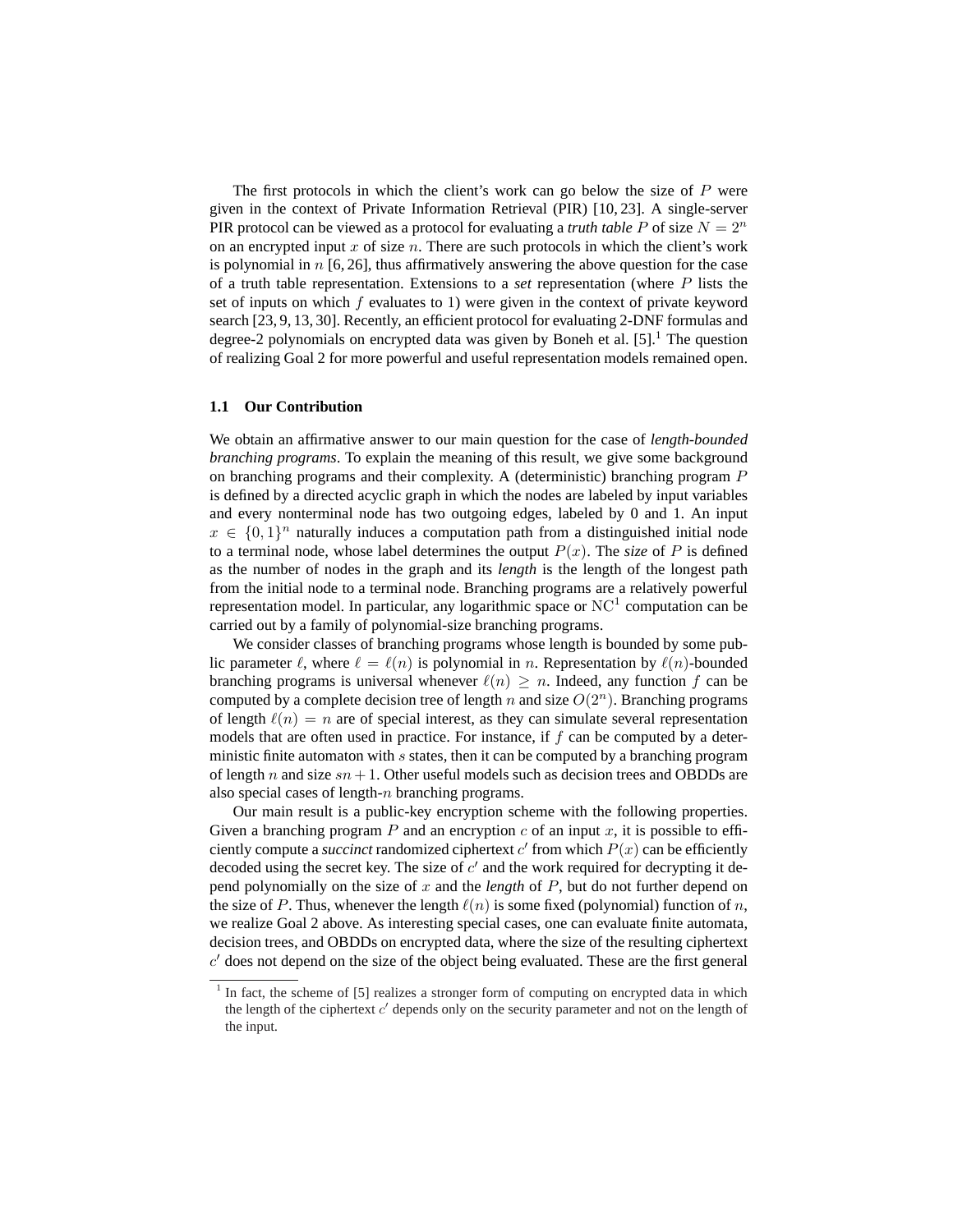The first protocols in which the client's work can go below the size of $P$ were given in the context of Private Information Retrieval (PIR) [10, 23]. A single-server PIR protocol can be viewed as a protocol for evaluating a *truth table* $P$ of size $N = 2^n$ on an encrypted input $x$ of size $n$. There are such protocols in which the client's work is polynomial in $n$ [6, 26], thus affirmatively answering the above question for the case of a truth table representation. Extensions to a *set* representation (where $P$ lists the set of inputs on which $f$ evaluates to 1) were given in the context of private keyword search [23, 9, 13, 30]. Recently, an efficient protocol for evaluating 2-DNF formulas and degree-2 polynomials on encrypted data was given by Boneh et al. [5].[1] The question of realizing Goal 2 for more powerful and useful representation models remained open.

### 1.1 Our Contribution

We obtain an affirmative answer to our main question for the case of *length-bounded branching programs*. To explain the meaning of this result, we give some background on branching programs and their complexity. A (deterministic) branching program $P$ is defined by a directed acyclic graph in which the nodes are labeled by input variables and every nonterminal node has two outgoing edges, labeled by 0 and 1. An input $x \in \{0, 1\}^n$ naturally induces a computation path from a distinguished initial node to a terminal node, whose label determines the output $P(x)$. The *size* of $P$ is defined as the number of nodes in the graph and its *length* is the length of the longest path from the initial node to a terminal node. Branching programs are a relatively powerful representation model. In particular, any logarithmic space or $\mathrm{NC}^1$ computation can be carried out by a family of polynomial-size branching programs.

We consider classes of branching programs whose length is bounded by some public parameter $\ell$, where $\ell = \ell(n)$ is polynomial in $n$. Representation by $\ell(n)$-bounded branching programs is universal whenever $\ell(n) \geq n$. Indeed, any function $f$ can be computed by a complete decision tree of length $n$ and size $O(2^n)$. Branching programs of length $\ell(n) = n$ are of special interest, as they can simulate several representation models that are often used in practice. For instance, if $f$ can be computed by a deterministic finite automaton with $s$ states, then it can be computed by a branching program of length $n$ and size $sn + 1$. Other useful models such as decision trees and OBDDs are also special cases of length-$n$ branching programs.

Our main result is a public-key encryption scheme with the following properties. Given a branching program $P$ and an encryption $c$ of an input $x$, it is possible to efficiently compute a *succinct* randomized ciphertext $c'$ from which $P(x)$ can be efficiently decoded using the secret key. The size of $c'$ and the work required for decrypting it depend polynomially on the size of $x$ and the *length* of $P$, but do not further depend on the size of $P$. Thus, whenever the length $\ell(n)$ is some fixed (polynomial) function of $n$, we realize Goal 2 above. As interesting special cases, one can evaluate finite automata, decision trees, and OBDDs on encrypted data, where the size of the resulting ciphertext $c'$ does not depend on the size of the object being evaluated. These are the first general

[1] In fact, the scheme of [5] realizes a stronger form of computing on encrypted data in which the length of the ciphertext $c'$ depends only on the security parameter and not on the length of the input.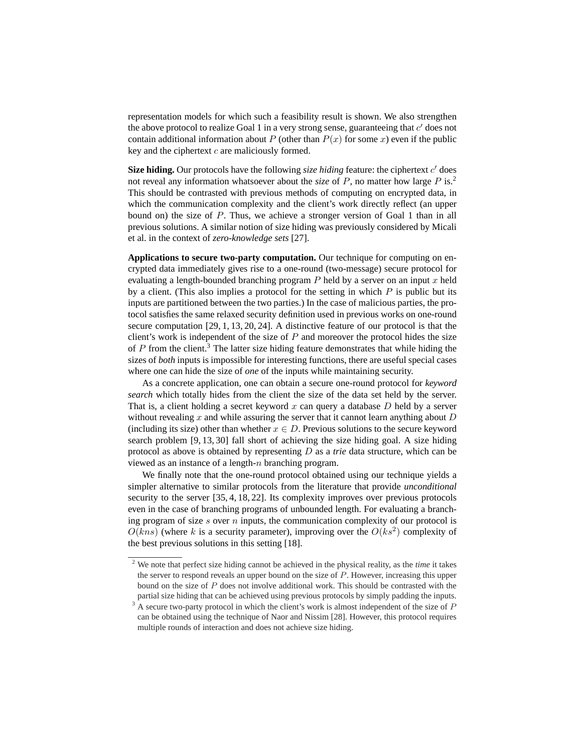representation models for which such a feasibility result is shown. We also strengthen the above protocol to realize Goal 1 in a very strong sense, guaranteeing that $c'$ does not contain additional information about $P$ (other than $P(x)$ for some $x$) even if the public key and the ciphertext $c$ are maliciously formed.

**Size hiding.** Our protocols have the following *size hiding* feature: the ciphertext $c'$ does not reveal any information whatsoever about the *size* of $P$, no matter how large $P$ is.[2] This should be contrasted with previous methods of computing on encrypted data, in which the communication complexity and the client's work directly reflect (an upper bound on) the size of $P$. Thus, we achieve a stronger version of Goal 1 than in all previous solutions. A similar notion of size hiding was previously considered by Micali et al. in the context of *zero-knowledge sets* [27].

**Applications to secure two-party computation.** Our technique for computing on encrypted data immediately gives rise to a one-round (two-message) secure protocol for evaluating a length-bounded branching program $P$ held by a server on an input $x$ held by a client. (This also implies a protocol for the setting in which $P$ is public but its inputs are partitioned between the two parties.) In the case of malicious parties, the protocol satisfies the same relaxed security definition used in previous works on one-round secure computation [29, 1, 13, 20, 24]. A distinctive feature of our protocol is that the client's work is independent of the size of $P$ and moreover the protocol hides the size of $P$ from the client.[3] The latter size hiding feature demonstrates that while hiding the sizes of *both* inputs is impossible for interesting functions, there are useful special cases where one can hide the size of *one* of the inputs while maintaining security.

As a concrete application, one can obtain a secure one-round protocol for *keyword search* which totally hides from the client the size of the data set held by the server. That is, a client holding a secret keyword $x$ can query a database $D$ held by a server without revealing $x$ and while assuring the server that it cannot learn anything about $D$ (including its size) other than whether $x \in D$. Previous solutions to the secure keyword search problem [9, 13, 30] fall short of achieving the size hiding goal. A size hiding protocol as above is obtained by representing $D$ as a *trie* data structure, which can be viewed as an instance of a length-$n$ branching program.

We finally note that the one-round protocol obtained using our technique yields a simpler alternative to similar protocols from the literature that provide *unconditional* security to the server [35, 4, 18, 22]. Its complexity improves over previous protocols even in the case of branching programs of unbounded length. For evaluating a branching program of size $s$ over $n$ inputs, the communication complexity of our protocol is $O(kns)$ (where $k$ is a security parameter), improving over the $O(ks^2)$ complexity of the best previous solutions in this setting [18].

[2] We note that perfect size hiding cannot be achieved in the physical reality, as the *time* it takes the server to respond reveals an upper bound on the size of $P$. However, increasing this upper bound on the size of $P$ does not involve additional work. This should be contrasted with the partial size hiding that can be achieved using previous protocols by simply padding the inputs.

[3] A secure two-party protocol in which the client's work is almost independent of the size of $P$ can be obtained using the technique of Naor and Nissim [28]. However, this protocol requires multiple rounds of interaction and does not achieve size hiding.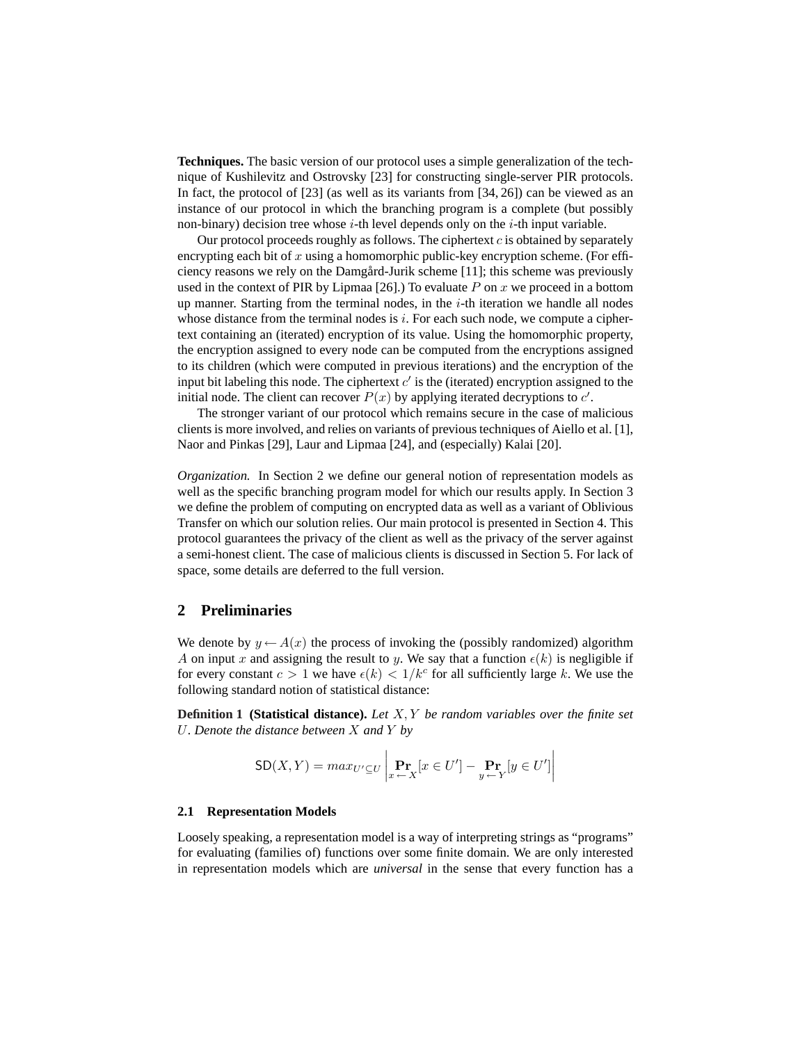**Techniques.** The basic version of our protocol uses a simple generalization of the technique of Kushilevitz and Ostrovsky [23] for constructing single-server PIR protocols. In fact, the protocol of [23] (as well as its variants from [34, 26]) can be viewed as an instance of our protocol in which the branching program is a complete (but possibly non-binary) decision tree whose $i$-th level depends only on the $i$-th input variable.

Our protocol proceeds roughly as follows. The ciphertext $c$ is obtained by separately encrypting each bit of $x$ using a homomorphic public-key encryption scheme. (For efficiency reasons we rely on the Damgård-Jurik scheme [11]; this scheme was previously used in the context of PIR by Lipmaa [26].) To evaluate $P$ on $x$ we proceed in a bottom up manner. Starting from the terminal nodes, in the $i$-th iteration we handle all nodes whose distance from the terminal nodes is $i$. For each such node, we compute a ciphertext containing an (iterated) encryption of its value. Using the homomorphic property, the encryption assigned to every node can be computed from the encryptions assigned to its children (which were computed in previous iterations) and the encryption of the input bit labeling this node. The ciphertext $c'$ is the (iterated) encryption assigned to the initial node. The client can recover $P(x)$ by applying iterated decryptions to $c'$.

The stronger variant of our protocol which remains secure in the case of malicious clients is more involved, and relies on variants of previous techniques of Aiello et al. [1], Naor and Pinkas [29], Laur and Lipmaa [24], and (especially) Kalai [20].

*Organization.* In Section 2 we define our general notion of representation models as well as the specific branching program model for which our results apply. In Section 3 we define the problem of computing on encrypted data as well as a variant of Oblivious Transfer on which our solution relies. Our main protocol is presented in Section 4. This protocol guarantees the privacy of the client as well as the privacy of the server against a semi-honest client. The case of malicious clients is discussed in Section 5. For lack of space, some details are deferred to the full version.

## 2 Preliminaries

We denote by $y \leftarrow A(x)$ the process of invoking the (possibly randomized) algorithm $A$ on input $x$ and assigning the result to $y$. We say that a function $\epsilon(k)$ is negligible if for every constant $c > 1$ we have $\epsilon(k) < 1/k^c$ for all sufficiently large $k$. We use the following standard notion of statistical distance:

**Definition 1 (Statistical distance).** *Let $X, Y$ be random variables over the finite set $U$. Denote the distance between $X$ and $Y$ by*

$$\mathsf{SD}(X,Y) = max_{U' \subseteq U} \left| \mathop{\mathbf{Pr}}_{x \leftarrow X}[x \in U'] - \mathop{\mathbf{Pr}}_{y \leftarrow Y}[y \in U'] \right|$$

### 2.1 Representation Models

Loosely speaking, a representation model is a way of interpreting strings as "programs" for evaluating (families of) functions over some finite domain. We are only interested in representation models which are *universal* in the sense that every function has a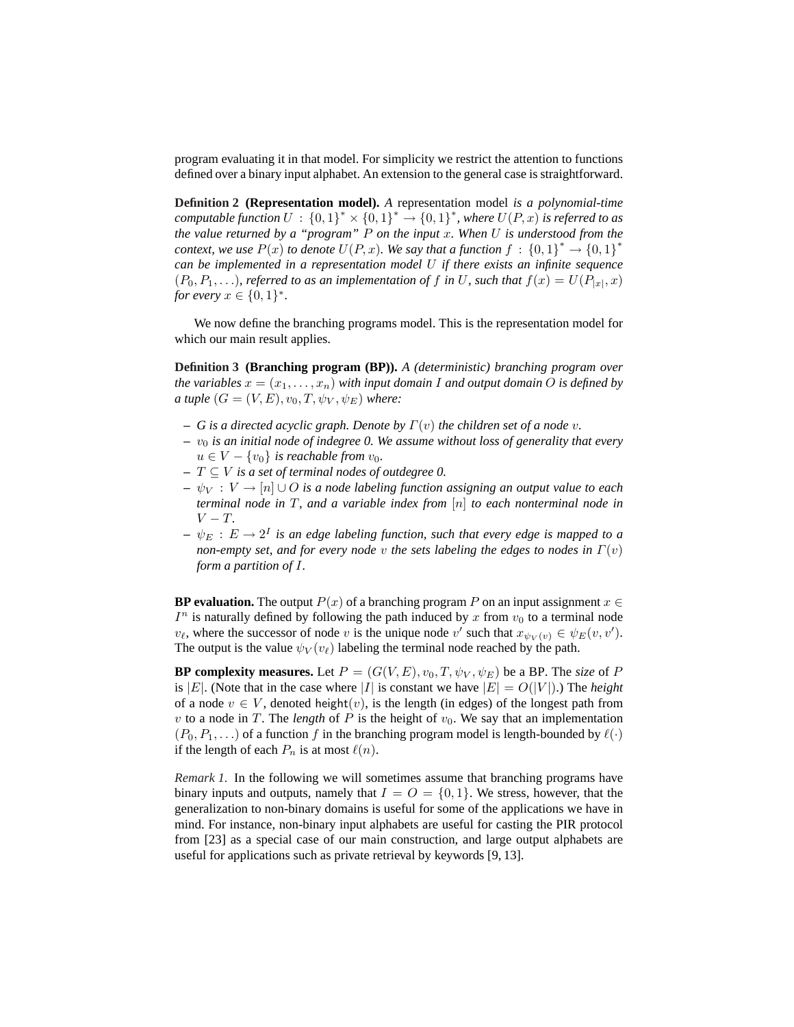program evaluating it in that model. For simplicity we restrict the attention to functions defined over a binary input alphabet. An extension to the general case is straightforward.

**Definition 2 (Representation model).** *A* representation model *is a polynomial-time computable function $U : \{0,1\}^* \times \{0,1\}^* \to \{0,1\}^*$, where $U(P,x)$ is referred to as the value returned by a "program" $P$ on the input $x$. When $U$ is understood from the context, we use $P(x)$ to denote $U(P,x)$. We say that a function $f : \{0,1\}^* \to \{0,1\}^*$ can be implemented in a representation model $U$ if there exists an infinite sequence $(P_0, P_1, \ldots)$, referred to as an implementation of $f$ in $U$, such that $f(x) = U(P_{|x|}, x)$ for every $x \in \{0,1\}^*$.*

We now define the branching programs model. This is the representation model for which our main result applies.

**Definition 3 (Branching program (BP)).** *A (deterministic) branching program over the variables $x = (x_1, \ldots, x_n)$ with input domain $I$ and output domain $O$ is defined by a tuple $(G = (V,E), v_0, T, \psi_V, \psi_E)$ where:*

- *$G$ is a directed acyclic graph. Denote by $\Gamma(v)$ the children set of a node $v$.*
- *$v_0$ is an initial node of indegree 0. We assume without loss of generality that every $u \in V - \{v_0\}$ is reachable from $v_0$.*
- *$T \subseteq V$ is a set of terminal nodes of outdegree 0.*
- *$\psi_V : V \to [n] \cup O$ is a node labeling function assigning an output value to each terminal node in $T$, and a variable index from $[n]$ to each nonterminal node in $V - T$.*
- *$\psi_E : E \to 2^I$ is an edge labeling function, such that every edge is mapped to a non-empty set, and for every node $v$ the sets labeling the edges to nodes in $\Gamma(v)$ form a partition of $I$.*

**BP evaluation.** The output $P(x)$ of a branching program $P$ on an input assignment $x \in I^n$ is naturally defined by following the path induced by $x$ from $v_0$ to a terminal node $v_\ell$, where the successor of node $v$ is the unique node $v'$ such that $x_{\psi_V(v)} \in \psi_E(v, v')$. The output is the value $\psi_V(v_\ell)$ labeling the terminal node reached by the path.

**BP complexity measures.** Let $P = (G(V,E), v_0, T, \psi_V, \psi_E)$ be a BP. The *size* of $P$ is $|E|$. (Note that in the case where $|I|$ is constant we have $|E| = O(|V|)$.) The *height* of a node $v \in V$, denoted $\mathsf{height}(v)$, is the length (in edges) of the longest path from $v$ to a node in $T$. The *length* of $P$ is the height of $v_0$. We say that an implementation $(P_0, P_1, \ldots)$ of a function $f$ in the branching program model is length-bounded by $\ell(\cdot)$ if the length of each $P_n$ is at most $\ell(n)$.

*Remark 1.* In the following we will sometimes assume that branching programs have binary inputs and outputs, namely that $I = O = \{0,1\}$. We stress, however, that the generalization to non-binary domains is useful for some of the applications we have in mind. For instance, non-binary input alphabets are useful for casting the PIR protocol from [23] as a special case of our main construction, and large output alphabets are useful for applications such as private retrieval by keywords [9, 13].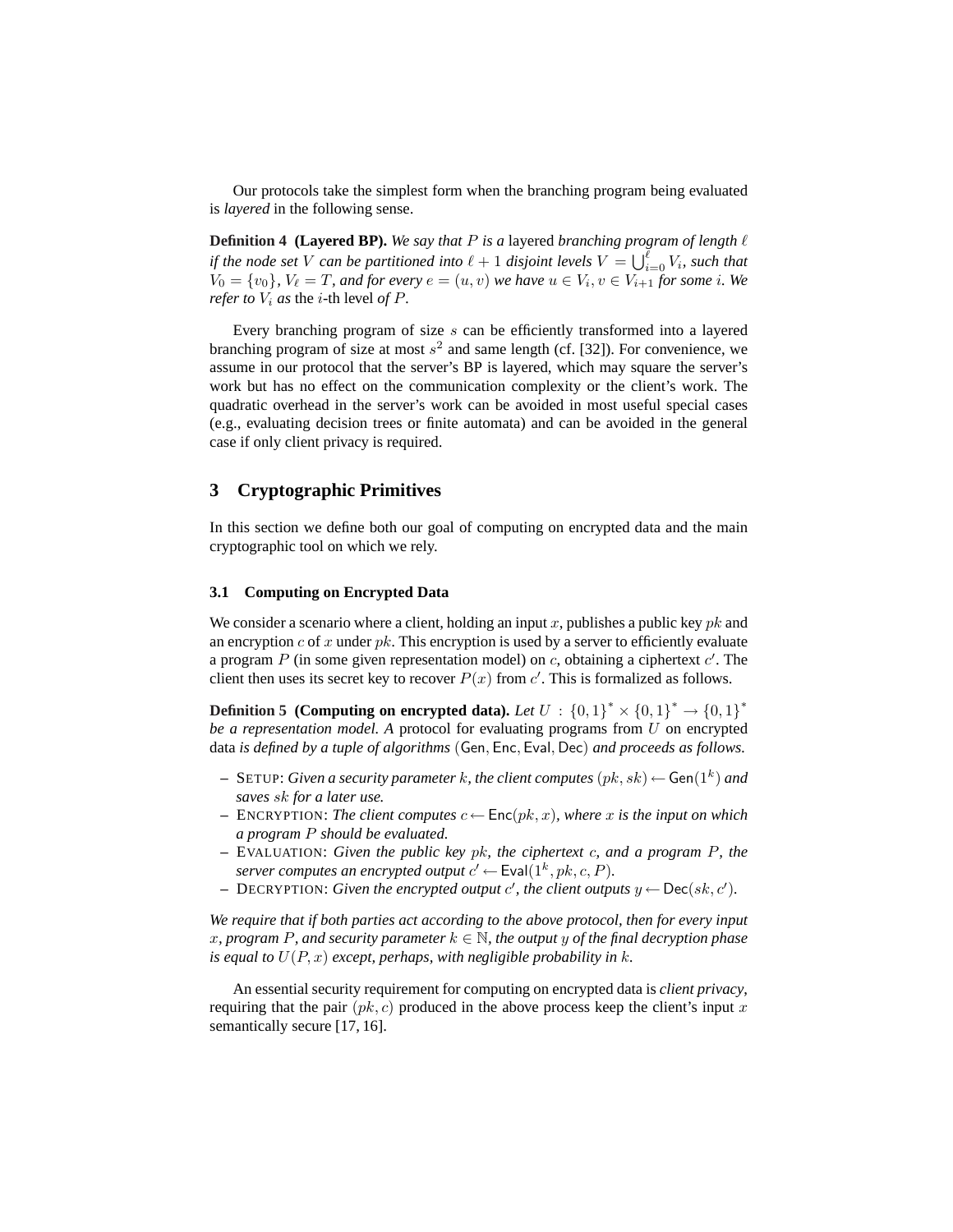Our protocols take the simplest form when the branching program being evaluated is *layered* in the following sense.

**Definition 4 (Layered BP).** *We say that $P$ is a* layered *branching program of length $\ell$ if the node set $V$ can be partitioned into $\ell+1$ disjoint levels $V = \bigcup_{i=0}^{\ell} V_i$, such that $V_0 = \{v_0\}$, $V_\ell = T$, and for every $e = (u, v)$ we have $u \in V_i, v \in V_{i+1}$ for some $i$. We refer to $V_i$ as* the $i$-th level *of $P$.*

Every branching program of size $s$ can be efficiently transformed into a layered branching program of size at most $s^2$ and same length (cf. [32]). For convenience, we assume in our protocol that the server's BP is layered, which may square the server's work but has no effect on the communication complexity or the client's work. The quadratic overhead in the server's work can be avoided in most useful special cases (e.g., evaluating decision trees or finite automata) and can be avoided in the general case if only client privacy is required.

## 3 Cryptographic Primitives

In this section we define both our goal of computing on encrypted data and the main cryptographic tool on which we rely.

### 3.1 Computing on Encrypted Data

We consider a scenario where a client, holding an input $x$, publishes a public key $pk$ and an encryption $c$ of $x$ under $pk$. This encryption is used by a server to efficiently evaluate a program $P$ (in some given representation model) on $c$, obtaining a ciphertext $c'$. The client then uses its secret key to recover $P(x)$ from $c'$. This is formalized as follows.

**Definition 5 (Computing on encrypted data).** *Let $U : \{0,1\}^* \times \{0,1\}^* \rightarrow \{0,1\}^*$ be a representation model. A* protocol for evaluating programs from $U$ on encrypted data *is defined by a tuple of algorithms $(\mathsf{Gen}, \mathsf{Enc}, \mathsf{Eval}, \mathsf{Dec})$ and proceeds as follows.*

- SETUP: *Given a security parameter $k$, the client computes $(pk, sk) \leftarrow \mathsf{Gen}(1^k)$ and saves $sk$ for a later use.*
- ENCRYPTION: *The client computes $c \leftarrow \mathsf{Enc}(pk, x)$, where $x$ is the input on which a program $P$ should be evaluated.*
- EVALUATION: *Given the public key $pk$, the ciphertext $c$, and a program $P$, the server computes an encrypted output $c' \leftarrow \mathsf{Eval}(1^k, pk, c, P)$.*
- DECRYPTION: *Given the encrypted output $c'$, the client outputs $y \leftarrow \mathsf{Dec}(sk, c')$.*

*We require that if both parties act according to the above protocol, then for every input $x$, program $P$, and security parameter $k \in \mathbb{N}$, the output $y$ of the final decryption phase is equal to $U(P, x)$ except, perhaps, with negligible probability in $k$.*

An essential security requirement for computing on encrypted data is *client privacy*, requiring that the pair $(pk, c)$ produced in the above process keep the client's input $x$ semantically secure [17, 16].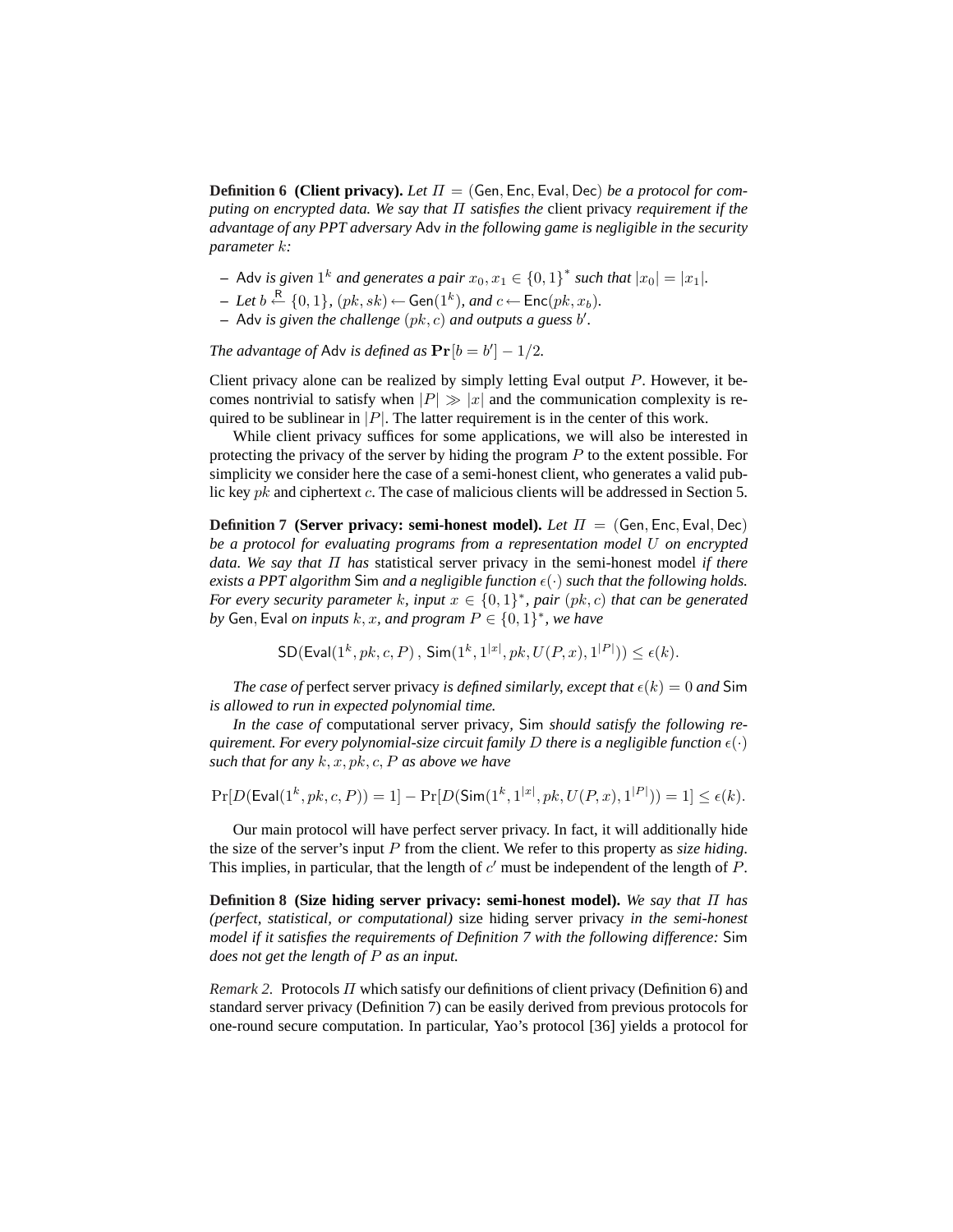**Definition 6 (Client privacy).** *Let $\Pi = (\mathsf{Gen}, \mathsf{Enc}, \mathsf{Eval}, \mathsf{Dec})$ be a protocol for computing on encrypted data. We say that $\Pi$ satisfies the* client privacy *requirement if the advantage of any PPT adversary* $\mathsf{Adv}$ *in the following game is negligible in the security parameter* $k$*:*

- $\mathsf{Adv}$ *is given* $1^k$ *and generates a pair* $x_0, x_1 \in \{0,1\}^*$ *such that* $|x_0| = |x_1|$.
- *Let* $b \stackrel{\mathsf{R}}{\leftarrow} \{0,1\}$, $(pk, sk) \leftarrow \mathsf{Gen}(1^k)$, *and* $c \leftarrow \mathsf{Enc}(pk, x_b)$.
- $\mathsf{Adv}$ *is given the challenge* $(pk, c)$ *and outputs a guess* $b'$.

*The advantage of* $\mathsf{Adv}$ *is defined as* $\mathbf{Pr}[b = b'] - 1/2$.

Client privacy alone can be realized by simply letting $\mathsf{Eval}$ output $P$. However, it becomes nontrivial to satisfy when $|P| \gg |x|$ and the communication complexity is required to be sublinear in $|P|$. The latter requirement is in the center of this work.

While client privacy suffices for some applications, we will also be interested in protecting the privacy of the server by hiding the program $P$ to the extent possible. For simplicity we consider here the case of a semi-honest client, who generates a valid public key $pk$ and ciphertext $c$. The case of malicious clients will be addressed in Section 5.

**Definition 7 (Server privacy: semi-honest model).** *Let $\Pi = (\mathsf{Gen}, \mathsf{Enc}, \mathsf{Eval}, \mathsf{Dec})$ be a protocol for evaluating programs from a representation model $U$ on encrypted data. We say that $\Pi$ has* statistical server privacy in the semi-honest model *if there exists a PPT algorithm* $\mathsf{Sim}$ *and a negligible function* $\epsilon(\cdot)$ *such that the following holds. For every security parameter* $k$*, input* $x \in \{0,1\}^*$*, pair* $(pk, c)$ *that can be generated by* $\mathsf{Gen}, \mathsf{Eval}$ *on inputs* $k, x$*, and program* $P \in \{0,1\}^*$*, we have*

$$\mathsf{SD}(\mathsf{Eval}(1^k, pk, c, P)\,,\, \mathsf{Sim}(1^k, 1^{|x|}, pk, U(P, x), 1^{|P|})) \leq \epsilon(k).$$

*The case of* perfect server privacy *is defined similarly, except that* $\epsilon(k) = 0$ *and* $\mathsf{Sim}$ *is allowed to run in expected polynomial time.*

*In the case of* computational server privacy*,* $\mathsf{Sim}$ *should satisfy the following requirement. For every polynomial-size circuit family* $D$ *there is a negligible function* $\epsilon(\cdot)$ *such that for any* $k, x, pk, c, P$ *as above we have*

$$\Pr[D(\mathsf{Eval}(1^k, pk, c, P)) = 1] - \Pr[D(\mathsf{Sim}(1^k, 1^{|x|}, pk, U(P, x), 1^{|P|})) = 1] \leq \epsilon(k).$$

Our main protocol will have perfect server privacy. In fact, it will additionally hide the size of the server's input $P$ from the client. We refer to this property as *size hiding*. This implies, in particular, that the length of $c'$ must be independent of the length of $P$.

**Definition 8 (Size hiding server privacy: semi-honest model).** *We say that $\Pi$ has (perfect, statistical, or computational)* size hiding server privacy *in the semi-honest model if it satisfies the requirements of Definition 7 with the following difference:* $\mathsf{Sim}$ *does not get the length of* $P$ *as an input.*

*Remark 2.* Protocols $\Pi$ which satisfy our definitions of client privacy (Definition 6) and standard server privacy (Definition 7) can be easily derived from previous protocols for one-round secure computation. In particular, Yao's protocol [36] yields a protocol for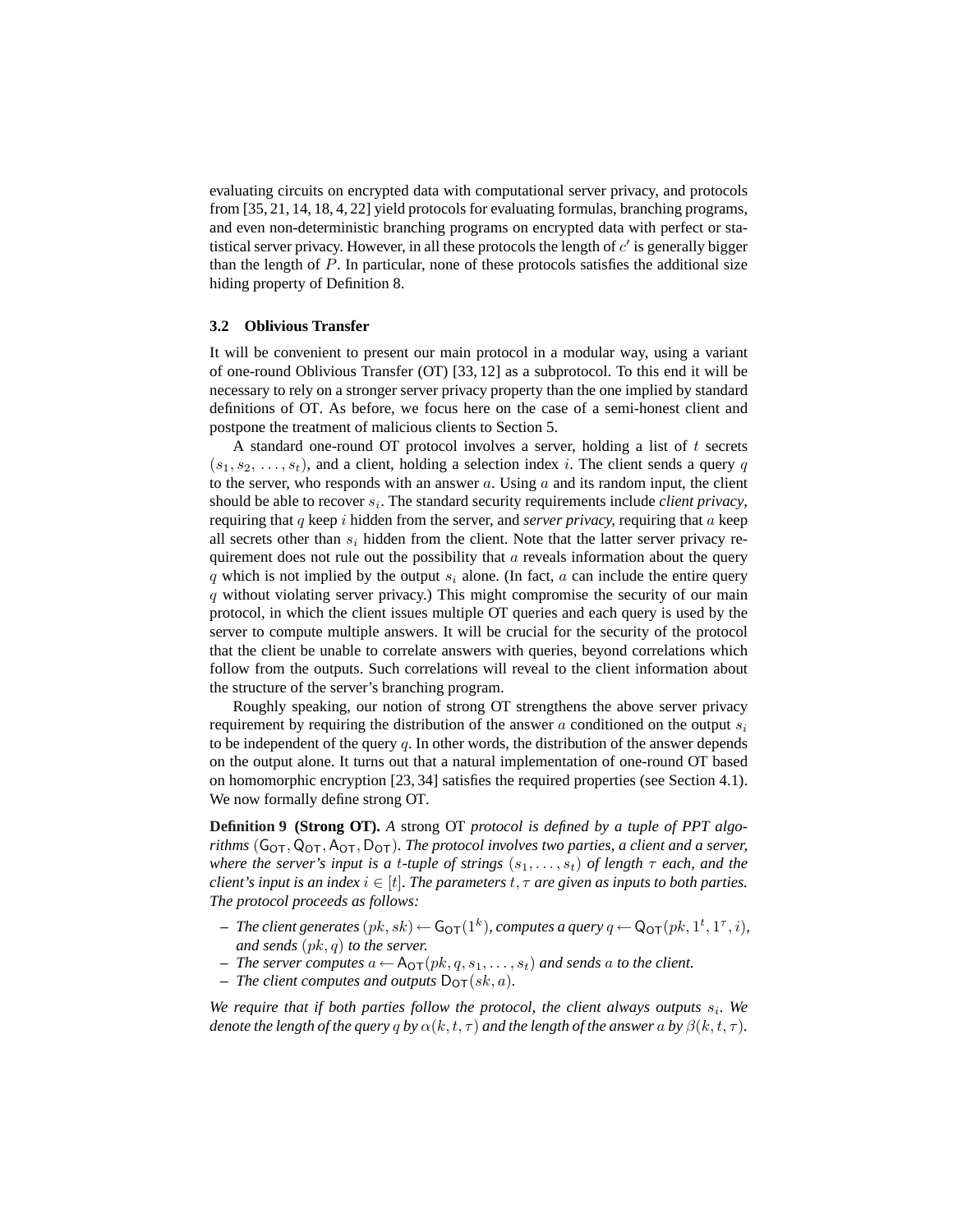evaluating circuits on encrypted data with computational server privacy, and protocols from [35, 21, 14, 18, 4, 22] yield protocols for evaluating formulas, branching programs, and even non-deterministic branching programs on encrypted data with perfect or statistical server privacy. However, in all these protocols the length of $c'$ is generally bigger than the length of $P$. In particular, none of these protocols satisfies the additional size hiding property of Definition 8.

### 3.2 Oblivious Transfer

It will be convenient to present our main protocol in a modular way, using a variant of one-round Oblivious Transfer (OT) [33, 12] as a subprotocol. To this end it will be necessary to rely on a stronger server privacy property than the one implied by standard definitions of OT. As before, we focus here on the case of a semi-honest client and postpone the treatment of malicious clients to Section 5.

A standard one-round OT protocol involves a server, holding a list of $t$ secrets $(s_1, s_2, \ldots, s_t)$, and a client, holding a selection index $i$. The client sends a query $q$ to the server, who responds with an answer $a$. Using $a$ and its random input, the client should be able to recover $s_i$. The standard security requirements include *client privacy*, requiring that $q$ keep $i$ hidden from the server, and *server privacy*, requiring that $a$ keep all secrets other than $s_i$ hidden from the client. Note that the latter server privacy requirement does not rule out the possibility that $a$ reveals information about the query $q$ which is not implied by the output $s_i$ alone. (In fact, $a$ can include the entire query $q$ without violating server privacy.) This might compromise the security of our main protocol, in which the client issues multiple OT queries and each query is used by the server to compute multiple answers. It will be crucial for the security of the protocol that the client be unable to correlate answers with queries, beyond correlations which follow from the outputs. Such correlations will reveal to the client information about the structure of the server's branching program.

Roughly speaking, our notion of strong OT strengthens the above server privacy requirement by requiring the distribution of the answer $a$ conditioned on the output $s_i$ to be independent of the query $q$. In other words, the distribution of the answer depends on the output alone. It turns out that a natural implementation of one-round OT based on homomorphic encryption [23, 34] satisfies the required properties (see Section 4.1). We now formally define strong OT.

**Definition 9 (Strong OT).** *A* strong OT *protocol is defined by a tuple of PPT algorithms* $(\mathsf{G}_{\mathsf{OT}}, \mathsf{Q}_{\mathsf{OT}}, \mathsf{A}_{\mathsf{OT}}, \mathsf{D}_{\mathsf{OT}})$. *The protocol involves two parties, a client and a server, where the server's input is a* $t$*-tuple of strings* $(s_1, \ldots, s_t)$ *of length* $\tau$ *each, and the client's input is an index* $i \in [t]$. *The parameters* $t, \tau$ *are given as inputs to both parties. The protocol proceeds as follows:*

- *The client generates* $(pk, sk) \leftarrow \mathsf{G}_{\mathsf{OT}}(1^k)$, *computes a query* $q \leftarrow \mathsf{Q}_{\mathsf{OT}}(pk, 1^t, 1^\tau, i)$, *and sends* $(pk, q)$ *to the server.*
- *The server computes* $a \leftarrow \mathsf{A}_{\mathsf{OT}}(pk, q, s_1, \ldots, s_t)$ *and sends* $a$ *to the client.*
- *The client computes and outputs* $\mathsf{D}_{\mathsf{OT}}(sk, a)$.

*We require that if both parties follow the protocol, the client always outputs* $s_i$. *We denote the length of the query* $q$ *by* $\alpha(k, t, \tau)$ *and the length of the answer* $a$ *by* $\beta(k, t, \tau)$.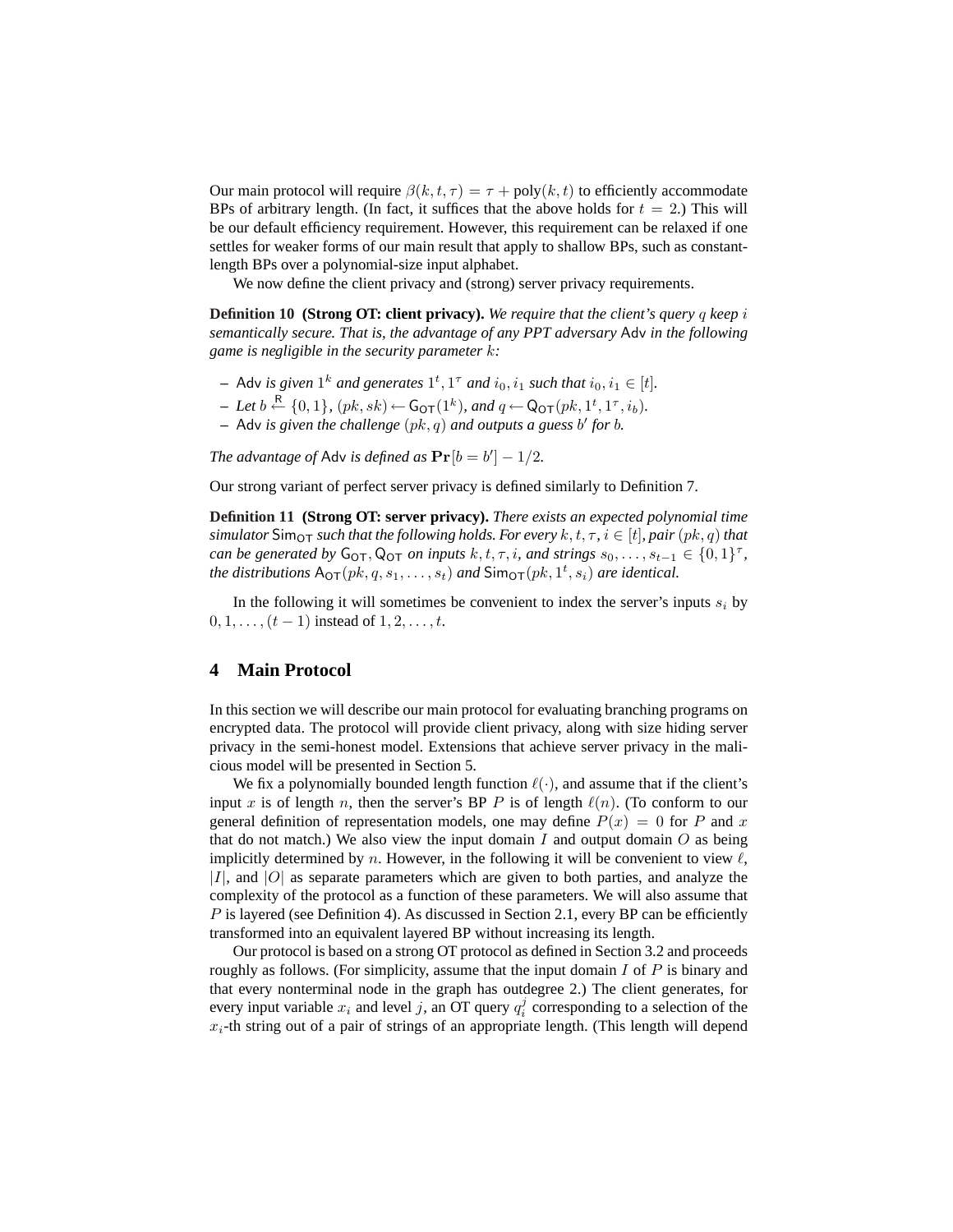Our main protocol will require $\beta(k, t, \tau) = \tau + \text{poly}(k, t)$ to efficiently accommodate BPs of arbitrary length. (In fact, it suffices that the above holds for $t = 2$.) This will be our default efficiency requirement. However, this requirement can be relaxed if one settles for weaker forms of our main result that apply to shallow BPs, such as constant-length BPs over a polynomial-size input alphabet.

We now define the client privacy and (strong) server privacy requirements.

**Definition 10 (Strong OT: client privacy).** *We require that the client's query $q$ keep $i$ semantically secure. That is, the advantage of any PPT adversary $\mathsf{Adv}$ in the following game is negligible in the security parameter $k$:*

- $\mathsf{Adv}$ *is given $1^k$ and generates $1^t, 1^\tau$ and $i_0, i_1$ such that $i_0, i_1 \in [t]$.*
- *Let $b \stackrel{R}{\leftarrow} \{0, 1\}$, $(pk, sk) \leftarrow \mathsf{G}_{\mathsf{OT}}(1^k)$, and $q \leftarrow \mathsf{Q}_{\mathsf{OT}}(pk, 1^t, 1^\tau, i_b)$.*
- $\mathsf{Adv}$ *is given the challenge $(pk, q)$ and outputs a guess $b'$ for $b$.*

*The advantage of $\mathsf{Adv}$ is defined as $\mathbf{Pr}[b = b'] - 1/2$.*

Our strong variant of perfect server privacy is defined similarly to Definition 7.

**Definition 11 (Strong OT: server privacy).** *There exists an expected polynomial time simulator $\mathsf{Sim}_{\mathsf{OT}}$ such that the following holds. For every $k, t, \tau, i \in [t]$, pair $(pk, q)$ that can be generated by $\mathsf{G}_{\mathsf{OT}}, \mathsf{Q}_{\mathsf{OT}}$ on inputs $k, t, \tau, i$, and strings $s_0, \ldots, s_{t-1} \in \{0, 1\}^\tau$, the distributions $\mathsf{A}_{\mathsf{OT}}(pk, q, s_1, \ldots, s_t)$ and $\mathsf{Sim}_{\mathsf{OT}}(pk, 1^t, s_i)$ are identical.*

In the following it will sometimes be convenient to index the server's inputs $s_i$ by $0, 1, \ldots, (t-1)$ instead of $1, 2, \ldots, t$.

## 4 Main Protocol

In this section we will describe our main protocol for evaluating branching programs on encrypted data. The protocol will provide client privacy, along with size hiding server privacy in the semi-honest model. Extensions that achieve server privacy in the malicious model will be presented in Section 5.

We fix a polynomially bounded length function $\ell(\cdot)$, and assume that if the client's input $x$ is of length $n$, then the server's BP $P$ is of length $\ell(n)$. (To conform to our general definition of representation models, one may define $P(x) = 0$ for $P$ and $x$ that do not match.) We also view the input domain $I$ and output domain $O$ as being implicitly determined by $n$. However, in the following it will be convenient to view $\ell$, $|I|$, and $|O|$ as separate parameters which are given to both parties, and analyze the complexity of the protocol as a function of these parameters. We will also assume that $P$ is layered (see Definition 4). As discussed in Section 2.1, every BP can be efficiently transformed into an equivalent layered BP without increasing its length.

Our protocol is based on a strong OT protocol as defined in Section 3.2 and proceeds roughly as follows. (For simplicity, assume that the input domain $I$ of $P$ is binary and that every nonterminal node in the graph has outdegree 2.) The client generates, for every input variable $x_i$ and level $j$, an OT query $q_i^j$ corresponding to a selection of the $x_i$-th string out of a pair of strings of an appropriate length. (This length will depend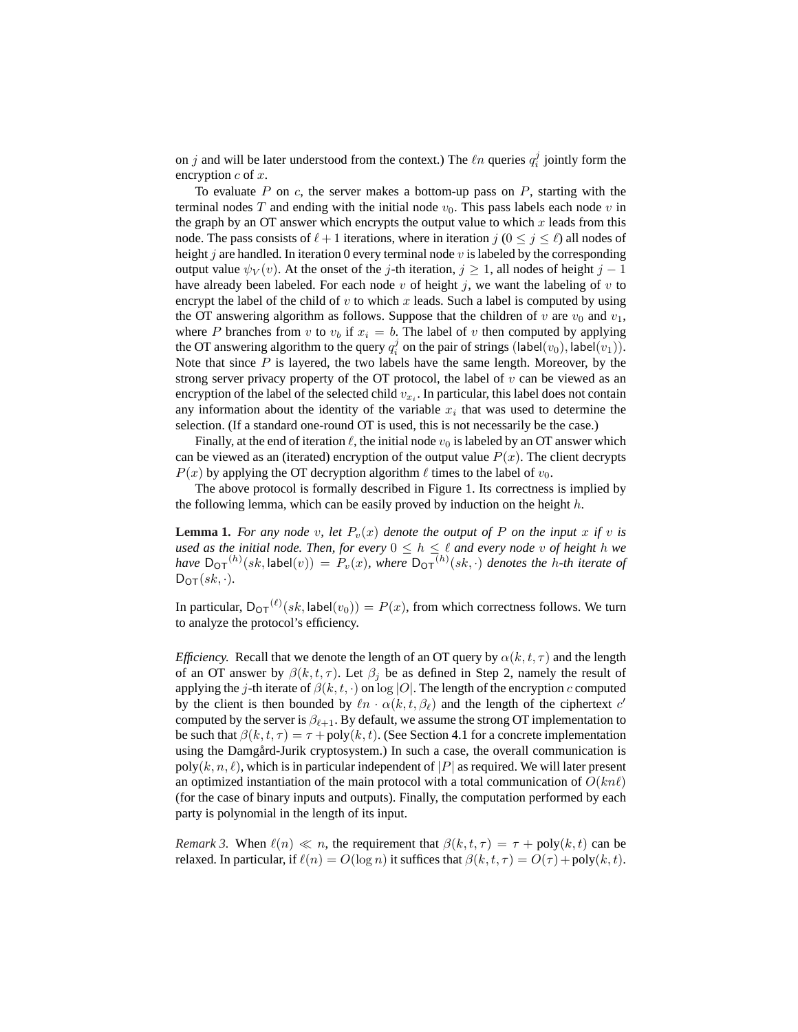on $j$ and will be later understood from the context.) The $\ell n$ queries $q_i^j$ jointly form the encryption $c$ of $x$.

To evaluate $P$ on $c$, the server makes a bottom-up pass on $P$, starting with the terminal nodes $T$ and ending with the initial node $v_0$. This pass labels each node $v$ in the graph by an OT answer which encrypts the output value to which $x$ leads from this node. The pass consists of $\ell + 1$ iterations, where in iteration $j$ ($0 \leq j \leq \ell$) all nodes of height $j$ are handled. In iteration 0 every terminal node $v$ is labeled by the corresponding output value $\psi_V(v)$. At the onset of the $j$-th iteration, $j \geq 1$, all nodes of height $j-1$ have already been labeled. For each node $v$ of height $j$, we want the labeling of $v$ to encrypt the label of the child of $v$ to which $x$ leads. Such a label is computed by using the OT answering algorithm as follows. Suppose that the children of $v$ are $v_0$ and $v_1$, where $P$ branches from $v$ to $v_b$ if $x_i = b$. The label of $v$ then computed by applying the OT answering algorithm to the query $q_i^j$ on the pair of strings $(\mathsf{label}(v_0), \mathsf{label}(v_1))$. Note that since $P$ is layered, the two labels have the same length. Moreover, by the strong server privacy property of the OT protocol, the label of $v$ can be viewed as an encryption of the label of the selected child $v_{x_i}$. In particular, this label does not contain any information about the identity of the variable $x_i$ that was used to determine the selection. (If a standard one-round OT is used, this is not necessarily be the case.)

Finally, at the end of iteration $\ell$, the initial node $v_0$ is labeled by an OT answer which can be viewed as an (iterated) encryption of the output value $P(x)$. The client decrypts $P(x)$ by applying the OT decryption algorithm $\ell$ times to the label of $v_0$.

The above protocol is formally described in Figure 1. Its correctness is implied by the following lemma, which can be easily proved by induction on the height $h$.

**Lemma 1.** *For any node $v$, let $P_v(x)$ denote the output of $P$ on the input $x$ if $v$ is used as the initial node. Then, for every $0 \leq h \leq \ell$ and every node $v$ of height $h$ we have $\mathsf{D_{OT}}^{(h)}(sk, \mathsf{label}(v)) = P_v(x)$, where $\mathsf{D_{OT}}^{(h)}(sk, \cdot)$ denotes the $h$-th iterate of $\mathsf{D_{OT}}(sk, \cdot)$.*

In particular, $\mathsf{D_{OT}}^{(\ell)}(sk, \mathsf{label}(v_0)) = P(x)$, from which correctness follows. We turn to analyze the protocol's efficiency.

*Efficiency.* Recall that we denote the length of an OT query by $\alpha(k, t, \tau)$ and the length of an OT answer by $\beta(k, t, \tau)$. Let $\beta_j$ be as defined in Step 2, namely the result of applying the $j$-th iterate of $\beta(k, t, \cdot)$ on $\log |O|$. The length of the encryption $c$ computed by the client is then bounded by $\ell n \cdot \alpha(k, t, \beta_\ell)$ and the length of the ciphertext $c'$ computed by the server is $\beta_{\ell+1}$. By default, we assume the strong OT implementation to be such that $\beta(k, t, \tau) = \tau + \mathrm{poly}(k, t)$. (See Section 4.1 for a concrete implementation using the Damgård-Jurik cryptosystem.) In such a case, the overall communication is $\mathrm{poly}(k, n, \ell)$, which is in particular independent of $|P|$ as required. We will later present an optimized instantiation of the main protocol with a total communication of $O(kn\ell)$ (for the case of binary inputs and outputs). Finally, the computation performed by each party is polynomial in the length of its input.

*Remark 3.* When $\ell(n) \ll n$, the requirement that $\beta(k, t, \tau) = \tau + \mathrm{poly}(k, t)$ can be relaxed. In particular, if $\ell(n) = O(\log n)$ it suffices that $\beta(k, t, \tau) = O(\tau) + \mathrm{poly}(k, t)$.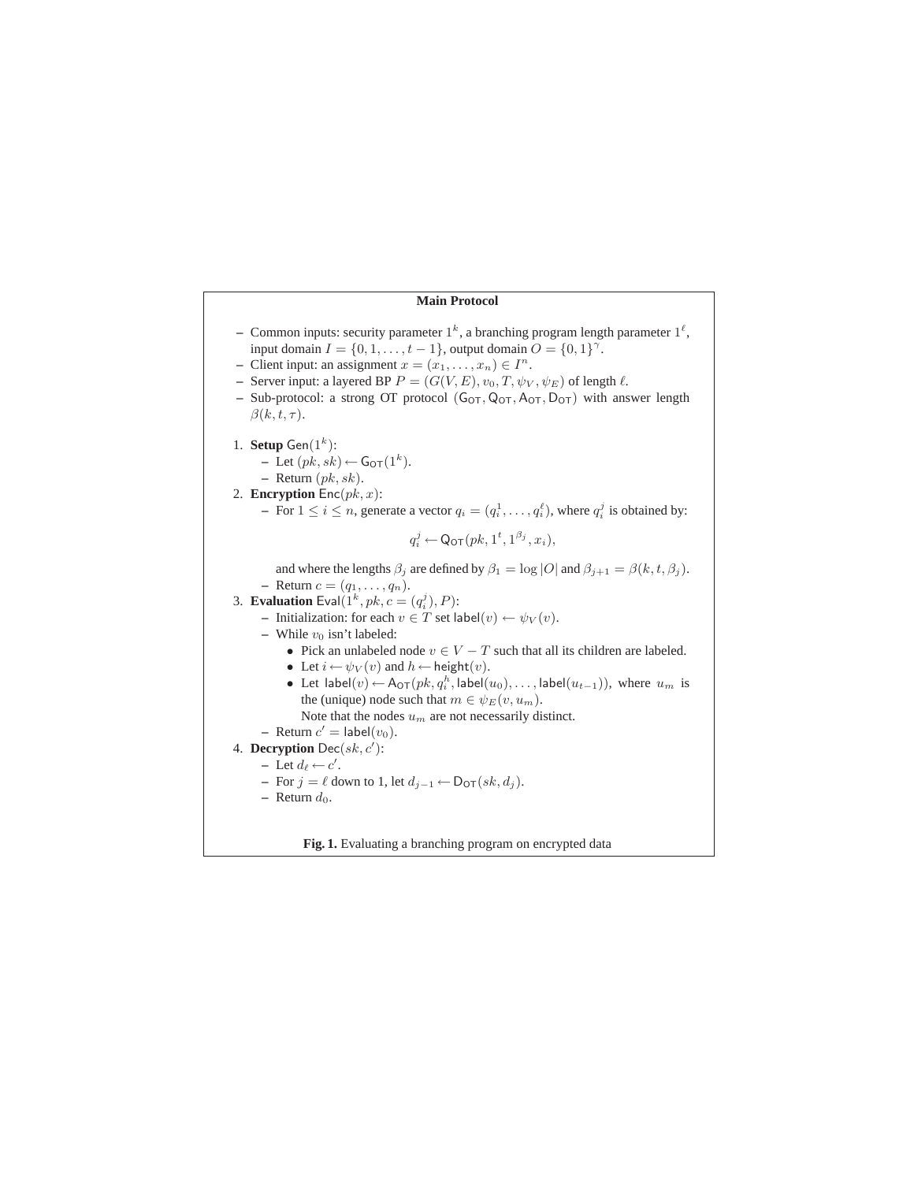**Main Protocol**

- Common inputs: security parameter $1^k$, a branching program length parameter $1^\ell$, input domain $I = \{0, 1, \ldots, t-1\}$, output domain $O = \{0,1\}^\gamma$.
- Client input: an assignment $x = (x_1, \ldots, x_n) \in I^n$.
- Server input: a layered BP $P = (G(V, E), v_0, T, \psi_V, \psi_E)$ of length $\ell$.
- Sub-protocol: a strong OT protocol $(\mathsf{G}_{\mathsf{OT}}, \mathsf{Q}_{\mathsf{OT}}, \mathsf{A}_{\mathsf{OT}}, \mathsf{D}_{\mathsf{OT}})$ with answer length $\beta(k, t, \tau)$.

1. **Setup** $\mathsf{Gen}(1^k)$:
   - Let $(pk, sk) \leftarrow \mathsf{G}_{\mathsf{OT}}(1^k)$.
   - Return $(pk, sk)$.
2. **Encryption** $\mathsf{Enc}(pk, x)$:
   - For $1 \leq i \leq n$, generate a vector $q_i = (q_i^1, \ldots, q_i^\ell)$, where $q_i^j$ is obtained by:

     $$q_i^j \leftarrow \mathsf{Q}_{\mathsf{OT}}(pk, 1^t, 1^{\beta_j}, x_i),$$

     and where the lengths $\beta_j$ are defined by $\beta_1 = \log |O|$ and $\beta_{j+1} = \beta(k, t, \beta_j)$.
   - Return $c = (q_1, \ldots, q_n)$.
3. **Evaluation** $\mathsf{Eval}(1^k, pk, c = (q_i^j), P)$:
   - Initialization: for each $v \in T$ set $\mathsf{label}(v) \leftarrow \psi_V(v)$.
   - While $v_0$ isn't labeled:
     - Pick an unlabeled node $v \in V - T$ such that all its children are labeled.
     - Let $i \leftarrow \psi_V(v)$ and $h \leftarrow \mathsf{height}(v)$.
     - Let $\mathsf{label}(v) \leftarrow \mathsf{A}_{\mathsf{OT}}(pk, q_i^h, \mathsf{label}(u_0), \ldots, \mathsf{label}(u_{t-1}))$, where $u_m$ is the (unique) node such that $m \in \psi_E(v, u_m)$.
       Note that the nodes $u_m$ are not necessarily distinct.
   - Return $c' = \mathsf{label}(v_0)$.
4. **Decryption** $\mathsf{Dec}(sk, c')$:
   - Let $d_\ell \leftarrow c'$.
   - For $j = \ell$ down to 1, let $d_{j-1} \leftarrow \mathsf{D}_{\mathsf{OT}}(sk, d_j)$.
   - Return $d_0$.

**Fig. 1.** Evaluating a branching program on encrypted data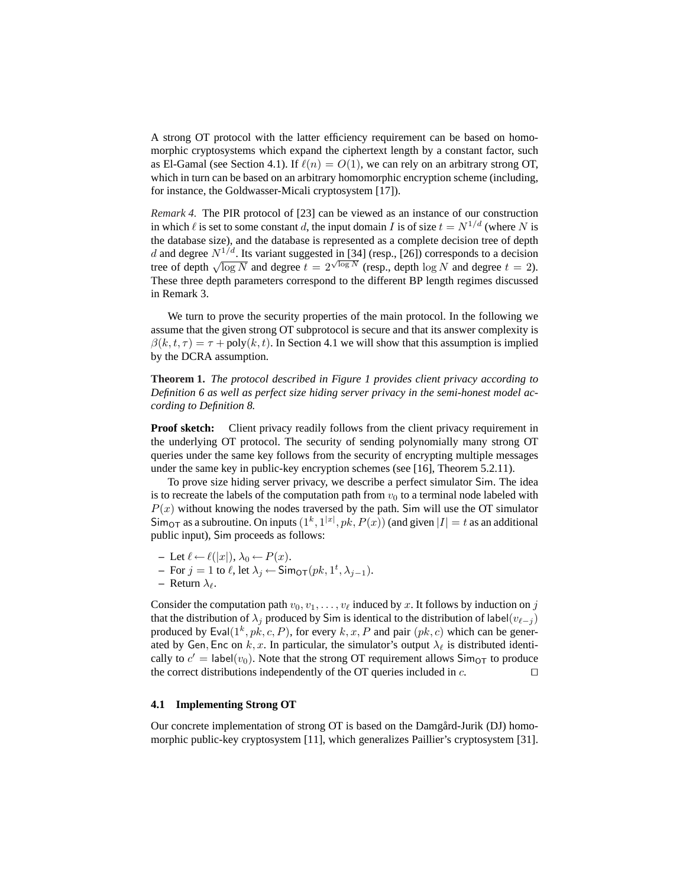A strong OT protocol with the latter efficiency requirement can be based on homomorphic cryptosystems which expand the ciphertext length by a constant factor, such as El-Gamal (see Section 4.1). If $\ell(n) = O(1)$, we can rely on an arbitrary strong OT, which in turn can be based on an arbitrary homomorphic encryption scheme (including, for instance, the Goldwasser-Micali cryptosystem [17]).

*Remark 4.* The PIR protocol of [23] can be viewed as an instance of our construction in which $\ell$ is set to some constant $d$, the input domain $I$ is of size $t = N^{1/d}$ (where $N$ is the database size), and the database is represented as a complete decision tree of depth $d$ and degree $N^{1/d}$. Its variant suggested in [34] (resp., [26]) corresponds to a decision tree of depth $\sqrt{\log N}$ and degree $t = 2^{\sqrt{\log N}}$ (resp., depth $\log N$ and degree $t = 2$). These three depth parameters correspond to the different BP length regimes discussed in Remark 3.

We turn to prove the security properties of the main protocol. In the following we assume that the given strong OT subprotocol is secure and that its answer complexity is $\beta(k, t, \tau) = \tau + \text{poly}(k, t)$. In Section 4.1 we will show that this assumption is implied by the DCRA assumption.

**Theorem 1.** *The protocol described in Figure 1 provides client privacy according to Definition 6 as well as perfect size hiding server privacy in the semi-honest model according to Definition 8.*

**Proof sketch:** Client privacy readily follows from the client privacy requirement in the underlying OT protocol. The security of sending polynomially many strong OT queries under the same key follows from the security of encrypting multiple messages under the same key in public-key encryption schemes (see [16], Theorem 5.2.11).

To prove size hiding server privacy, we describe a perfect simulator $\mathsf{Sim}$. The idea is to recreate the labels of the computation path from $v_0$ to a terminal node labeled with $P(x)$ without knowing the nodes traversed by the path. $\mathsf{Sim}$ will use the OT simulator $\mathsf{Sim}_{\mathsf{OT}}$ as a subroutine. On inputs $(1^k, 1^{|x|}, pk, P(x))$ (and given $|I| = t$ as an additional public input), $\mathsf{Sim}$ proceeds as follows:

- Let $\ell \leftarrow \ell(|x|)$, $\lambda_0 \leftarrow P(x)$.
- For $j = 1$ to $\ell$, let $\lambda_j \leftarrow \mathsf{Sim}_{\mathsf{OT}}(pk, 1^t, \lambda_{j-1})$.
- Return $\lambda_\ell$.

Consider the computation path $v_0, v_1, \ldots, v_\ell$ induced by $x$. It follows by induction on $j$ that the distribution of $\lambda_j$ produced by $\mathsf{Sim}$ is identical to the distribution of $\mathsf{label}(v_{\ell-j})$ produced by $\mathsf{Eval}(1^k, pk, c, P)$, for every $k, x, P$ and pair $(pk, c)$ which can be generated by $\mathsf{Gen}, \mathsf{Enc}$ on $k, x$. In particular, the simulator's output $\lambda_\ell$ is distributed identically to $c' = \mathsf{label}(v_0)$. Note that the strong OT requirement allows $\mathsf{Sim}_{\mathsf{OT}}$ to produce the correct distributions independently of the OT queries included in $c$. □

### 4.1 Implementing Strong OT

Our concrete implementation of strong OT is based on the Damgård-Jurik (DJ) homomorphic public-key cryptosystem [11], which generalizes Paillier's cryptosystem [31].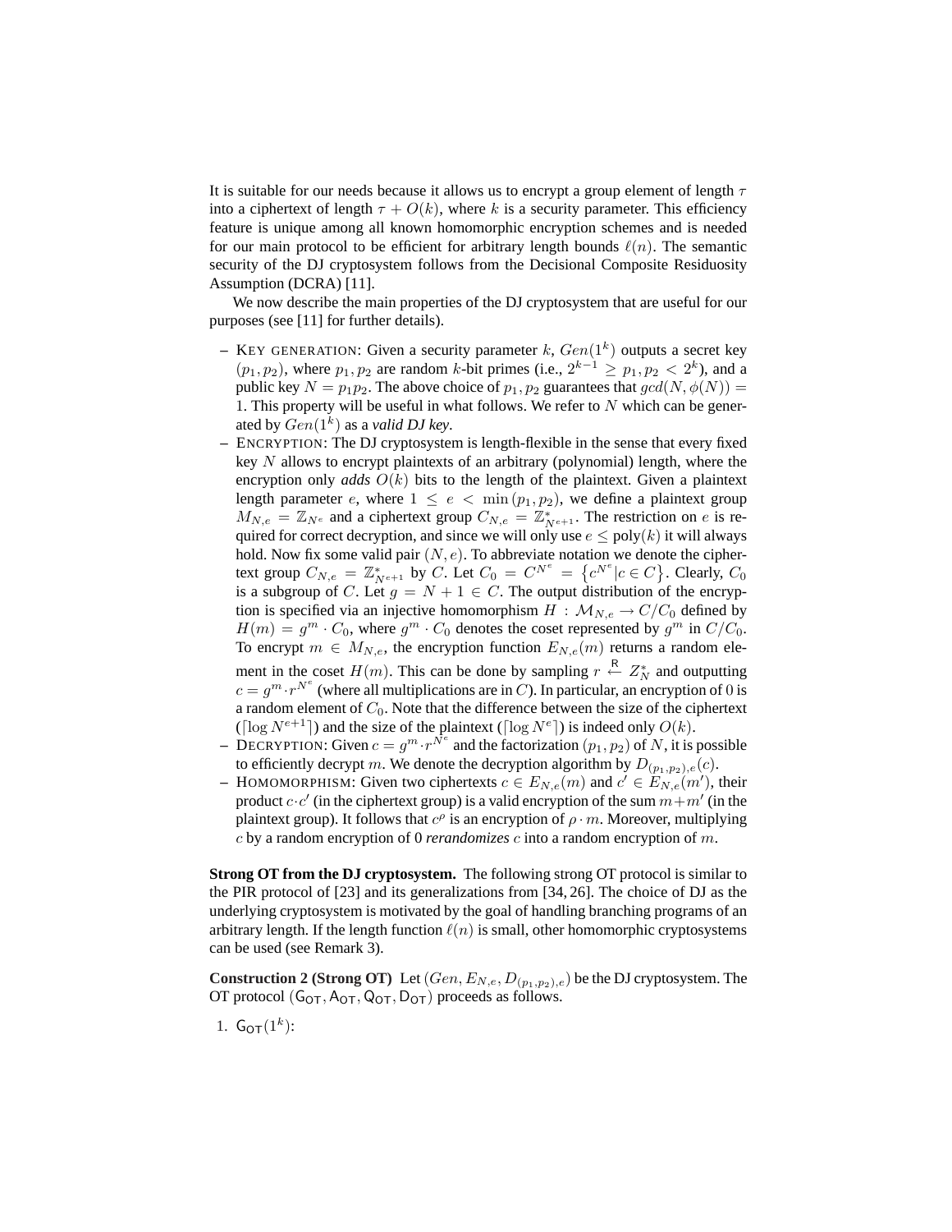It is suitable for our needs because it allows us to encrypt a group element of length $\tau$ into a ciphertext of length $\tau + O(k)$, where $k$ is a security parameter. This efficiency feature is unique among all known homomorphic encryption schemes and is needed for our main protocol to be efficient for arbitrary length bounds $\ell(n)$. The semantic security of the DJ cryptosystem follows from the Decisional Composite Residuosity Assumption (DCRA) [11].

We now describe the main properties of the DJ cryptosystem that are useful for our purposes (see [11] for further details).

- KEY GENERATION: Given a security parameter $k$, $Gen(1^k)$ outputs a secret key $(p_1, p_2)$, where $p_1, p_2$ are random $k$-bit primes (i.e., $2^{k-1} \geq p_1, p_2 < 2^k$), and a public key $N = p_1 p_2$. The above choice of $p_1, p_2$ guarantees that $gcd(N, \phi(N)) = 1$. This property will be useful in what follows. We refer to $N$ which can be generated by $Gen(1^k)$ as a *valid DJ key*.
- ENCRYPTION: The DJ cryptosystem is length-flexible in the sense that every fixed key $N$ allows to encrypt plaintexts of an arbitrary (polynomial) length, where the encryption only ***adds*** $O(k)$ bits to the length of the plaintext. Given a plaintext length parameter $e$, where $1 \leq e < \min(p_1, p_2)$, we define a plaintext group $M_{N,e} = \mathbb{Z}_{N^e}$ and a ciphertext group $C_{N,e} = \mathbb{Z}^*_{N^{e+1}}$. The restriction on $e$ is required for correct decryption, and since we will only use $e \leq \text{poly}(k)$ it will always hold. Now fix some valid pair $(N, e)$. To abbreviate notation we denote the ciphertext group $C_{N,e} = \mathbb{Z}^*_{N^{e+1}}$ by $C$. Let $C_0 = C^{N^e} = \{c^{N^e} | c \in C\}$. Clearly, $C_0$ is a subgroup of $C$. Let $g = N + 1 \in C$. The output distribution of the encryption is specified via an injective homomorphism $H : \mathcal{M}_{N,e} \to C/C_0$ defined by $H(m) = g^m \cdot C_0$, where $g^m \cdot C_0$ denotes the coset represented by $g^m$ in $C/C_0$. To encrypt $m \in M_{N,e}$, the encryption function $E_{N,e}(m)$ returns a random element in the coset $H(m)$. This can be done by sampling $r \overset{\mathsf{R}}{\leftarrow} Z^*_N$ and outputting $c = g^m \cdot r^{N^e}$ (where all multiplications are in $C$). In particular, an encryption of $0$ is a random element of $C_0$. Note that the difference between the size of the ciphertext ($\lceil \log N^{e+1} \rceil$) and the size of the plaintext ($\lceil \log N^e \rceil$) is indeed only $O(k)$.
- DECRYPTION: Given $c = g^m \cdot r^{N^e}$ and the factorization $(p_1, p_2)$ of $N$, it is possible to efficiently decrypt $m$. We denote the decryption algorithm by $D_{(p_1,p_2),e}(c)$.
- HOMOMORPHISM: Given two ciphertexts $c \in E_{N,e}(m)$ and $c' \in E_{N,e}(m')$, their product $c \cdot c'$ (in the ciphertext group) is a valid encryption of the sum $m + m'$ (in the plaintext group). It follows that $c^\rho$ is an encryption of $\rho \cdot m$. Moreover, multiplying $c$ by a random encryption of 0 *rerandomizes* $c$ into a random encryption of $m$.

**Strong OT from the DJ cryptosystem.** The following strong OT protocol is similar to the PIR protocol of [23] and its generalizations from [34, 26]. The choice of DJ as the underlying cryptosystem is motivated by the goal of handling branching programs of an arbitrary length. If the length function $\ell(n)$ is small, other homomorphic cryptosystems can be used (see Remark 3).

**Construction 2 (Strong OT)** Let $(Gen, E_{N,e}, D_{(p_1,p_2),e})$ be the DJ cryptosystem. The OT protocol $(\mathsf{G}_{\mathsf{OT}}, \mathsf{A}_{\mathsf{OT}}, \mathsf{Q}_{\mathsf{OT}}, \mathsf{D}_{\mathsf{OT}})$ proceeds as follows.

1. $\mathsf{G}_{\mathsf{OT}}(1^k)$: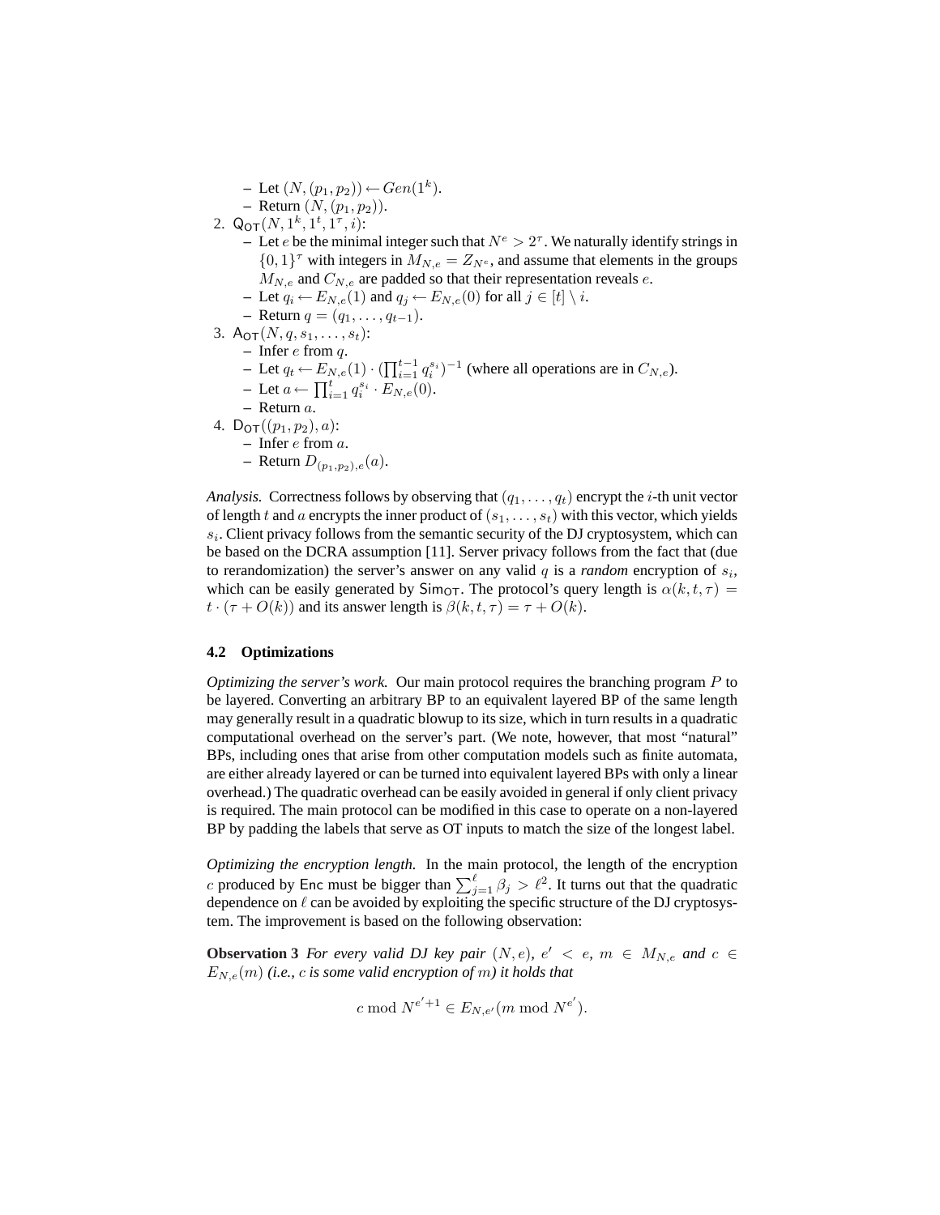- Let $(N, (p_1, p_2)) \leftarrow Gen(1^k)$.
  - Return $(N, (p_1, p_2))$.
2. $\mathsf{Q}_{\mathsf{OT}}(N, 1^k, 1^t, 1^\tau, i)$:
  - Let $e$ be the minimal integer such that $N^e > 2^\tau$. We naturally identify strings in $\{0,1\}^\tau$ with integers in $M_{N,e} = Z_{N^e}$, and assume that elements in the groups $M_{N,e}$ and $C_{N,e}$ are padded so that their representation reveals $e$.
  - Let $q_i \leftarrow E_{N,e}(1)$ and $q_j \leftarrow E_{N,e}(0)$ for all $j \in [t] \setminus i$.
  - Return $q = (q_1, \ldots, q_{t-1})$.
3. $\mathsf{A}_{\mathsf{OT}}(N, q, s_1, \ldots, s_t)$:
  - Infer $e$ from $q$.
  - Let $q_t \leftarrow E_{N,e}(1) \cdot (\prod_{i=1}^{t-1} q_i^{s_i})^{-1}$ (where all operations are in $C_{N,e}$).
  - Let $a \leftarrow \prod_{i=1}^{t} q_i^{s_i} \cdot E_{N,e}(0)$.
  - Return $a$.
4. $\mathsf{D}_{\mathsf{OT}}((p_1, p_2), a)$:
  - Infer $e$ from $a$.
  - Return $D_{(p_1,p_2),e}(a)$.

*Analysis.* Correctness follows by observing that $(q_1, \ldots, q_t)$ encrypt the $i$-th unit vector of length $t$ and $a$ encrypts the inner product of $(s_1, \ldots, s_t)$ with this vector, which yields $s_i$. Client privacy follows from the semantic security of the DJ cryptosystem, which can be based on the DCRA assumption [11]. Server privacy follows from the fact that (due to rerandomization) the server's answer on any valid $q$ is a *random* encryption of $s_i$, which can be easily generated by $\mathsf{Sim}_{\mathsf{OT}}$. The protocol's query length is $\alpha(k, t, \tau) = t \cdot (\tau + O(k))$ and its answer length is $\beta(k, t, \tau) = \tau + O(k)$.

### 4.2 Optimizations

*Optimizing the server's work.* Our main protocol requires the branching program $P$ to be layered. Converting an arbitrary BP to an equivalent layered BP of the same length may generally result in a quadratic blowup to its size, which in turn results in a quadratic computational overhead on the server's part. (We note, however, that most "natural" BPs, including ones that arise from other computation models such as finite automata, are either already layered or can be turned into equivalent layered BPs with only a linear overhead.) The quadratic overhead can be easily avoided in general if only client privacy is required. The main protocol can be modified in this case to operate on a non-layered BP by padding the labels that serve as OT inputs to match the size of the longest label.

*Optimizing the encryption length.* In the main protocol, the length of the encryption $c$ produced by $\mathsf{Enc}$ must be bigger than $\sum_{j=1}^{\ell} \beta_j > \ell^2$. It turns out that the quadratic dependence on $\ell$ can be avoided by exploiting the specific structure of the DJ cryptosystem. The improvement is based on the following observation:

**Observation 3** *For every valid DJ key pair $(N, e)$, $e' < e$, $m \in M_{N,e}$ and $c \in E_{N,e}(m)$ (i.e., $c$ is some valid encryption of $m$) it holds that*

$$c \bmod N^{e'+1} \in E_{N,e'}(m \bmod N^{e'}).$$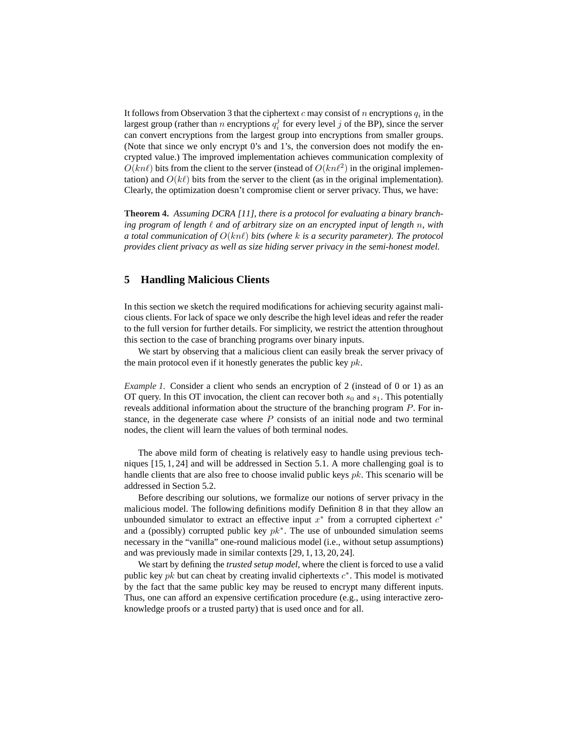It follows from Observation 3 that the ciphertext $c$ may consist of $n$ encryptions $q_i$ in the largest group (rather than $n$ encryptions $q_i^j$ for every level $j$ of the BP), since the server can convert encryptions from the largest group into encryptions from smaller groups. (Note that since we only encrypt 0's and 1's, the conversion does not modify the encrypted value.) The improved implementation achieves communication complexity of $O(kn\ell)$ bits from the client to the server (instead of $O(kn\ell^2)$ in the original implementation) and $O(k\ell)$ bits from the server to the client (as in the original implementation). Clearly, the optimization doesn't compromise client or server privacy. Thus, we have:

**Theorem 4.** *Assuming DCRA [11], there is a protocol for evaluating a binary branching program of length $\ell$ and of arbitrary size on an encrypted input of length $n$, with a total communication of $O(kn\ell)$ bits (where $k$ is a security parameter). The protocol provides client privacy as well as size hiding server privacy in the semi-honest model.*

## 5 Handling Malicious Clients

In this section we sketch the required modifications for achieving security against malicious clients. For lack of space we only describe the high level ideas and refer the reader to the full version for further details. For simplicity, we restrict the attention throughout this section to the case of branching programs over binary inputs.

We start by observing that a malicious client can easily break the server privacy of the main protocol even if it honestly generates the public key $pk$.

*Example 1.* Consider a client who sends an encryption of 2 (instead of 0 or 1) as an OT query. In this OT invocation, the client can recover both $s_0$ and $s_1$. This potentially reveals additional information about the structure of the branching program $P$. For instance, in the degenerate case where $P$ consists of an initial node and two terminal nodes, the client will learn the values of both terminal nodes.

The above mild form of cheating is relatively easy to handle using previous techniques [15, 1, 24] and will be addressed in Section 5.1. A more challenging goal is to handle clients that are also free to choose invalid public keys $pk$. This scenario will be addressed in Section 5.2.

Before describing our solutions, we formalize our notions of server privacy in the malicious model. The following definitions modify Definition 8 in that they allow an unbounded simulator to extract an effective input $x^*$ from a corrupted ciphertext $c^*$ and a (possibly) corrupted public key $pk^*$. The use of unbounded simulation seems necessary in the "vanilla" one-round malicious model (i.e., without setup assumptions) and was previously made in similar contexts [29, 1, 13, 20, 24].

We start by defining the *trusted setup model*, where the client is forced to use a valid public key $pk$ but can cheat by creating invalid ciphertexts $c^*$. This model is motivated by the fact that the same public key may be reused to encrypt many different inputs. Thus, one can afford an expensive certification procedure (e.g., using interactive zero-knowledge proofs or a trusted party) that is used once and for all.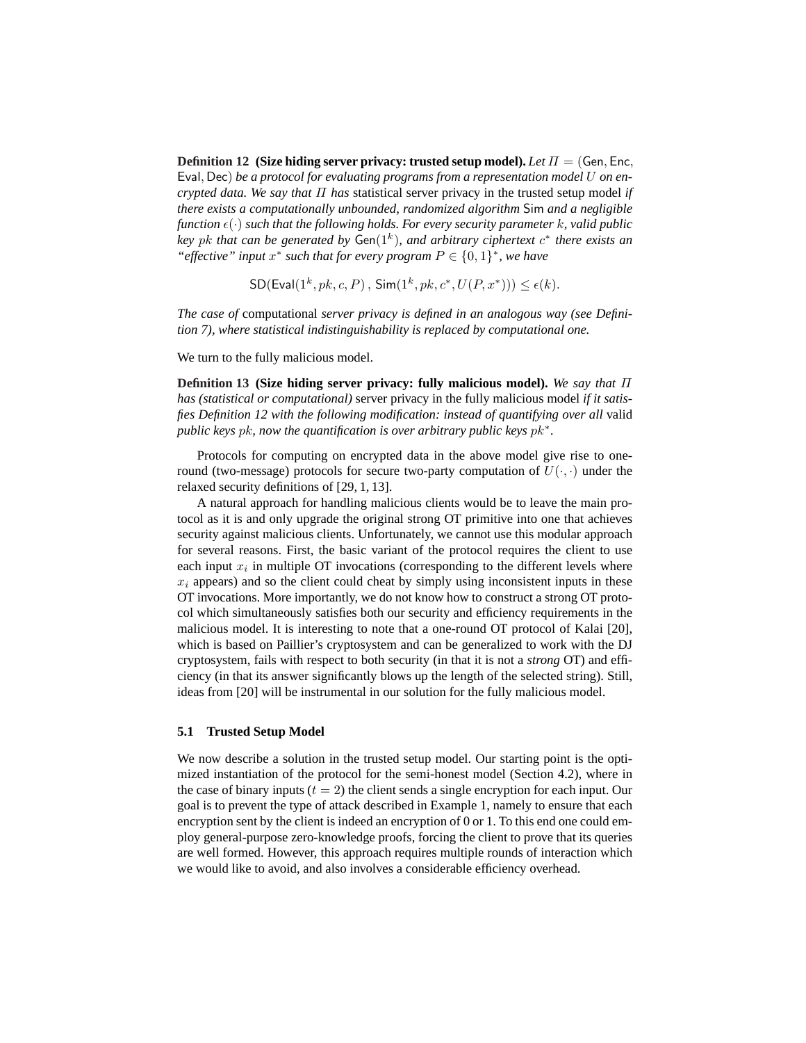**Definition 12 (Size hiding server privacy: trusted setup model).** *Let $\Pi = (\mathsf{Gen}, \mathsf{Enc}, \mathsf{Eval}, \mathsf{Dec})$ be a protocol for evaluating programs from a representation model $U$ on encrypted data. We say that $\Pi$ has* statistical server privacy in the trusted setup model *if there exists a computationally unbounded, randomized algorithm* Sim *and a negligible function $\epsilon(\cdot)$ such that the following holds. For every security parameter $k$, valid public key $pk$ that can be generated by $\mathsf{Gen}(1^k)$, and arbitrary ciphertext $c^*$ there exists an "effective" input $x^*$ such that for every program $P \in \{0,1\}^*$, we have*

$$\mathsf{SD}(\mathsf{Eval}(1^k, pk, c, P)\,,\, \mathsf{Sim}(1^k, pk, c^*, U(P, x^*))) \leq \epsilon(k).$$

*The case of* computational *server privacy is defined in an analogous way (see Definition 7), where statistical indistinguishability is replaced by computational one.*

We turn to the fully malicious model.

**Definition 13 (Size hiding server privacy: fully malicious model).** *We say that $\Pi$ has (statistical or computational)* server privacy in the fully malicious model *if it satisfies Definition 12 with the following modification: instead of quantifying over all* valid *public keys $pk$, now the quantification is over arbitrary public keys $pk^*$.*

Protocols for computing on encrypted data in the above model give rise to one-round (two-message) protocols for secure two-party computation of $U(\cdot, \cdot)$ under the relaxed security definitions of [29, 1, 13].

A natural approach for handling malicious clients would be to leave the main protocol as it is and only upgrade the original strong OT primitive into one that achieves security against malicious clients. Unfortunately, we cannot use this modular approach for several reasons. First, the basic variant of the protocol requires the client to use each input $x_i$ in multiple OT invocations (corresponding to the different levels where $x_i$ appears) and so the client could cheat by simply using inconsistent inputs in these OT invocations. More importantly, we do not know how to construct a strong OT protocol which simultaneously satisfies both our security and efficiency requirements in the malicious model. It is interesting to note that a one-round OT protocol of Kalai [20], which is based on Paillier's cryptosystem and can be generalized to work with the DJ cryptosystem, fails with respect to both security (in that it is not a *strong* OT) and efficiency (in that its answer significantly blows up the length of the selected string). Still, ideas from [20] will be instrumental in our solution for the fully malicious model.

### 5.1 Trusted Setup Model

We now describe a solution in the trusted setup model. Our starting point is the optimized instantiation of the protocol for the semi-honest model (Section 4.2), where in the case of binary inputs ($t = 2$) the client sends a single encryption for each input. Our goal is to prevent the type of attack described in Example 1, namely to ensure that each encryption sent by the client is indeed an encryption of 0 or 1. To this end one could employ general-purpose zero-knowledge proofs, forcing the client to prove that its queries are well formed. However, this approach requires multiple rounds of interaction which we would like to avoid, and also involves a considerable efficiency overhead.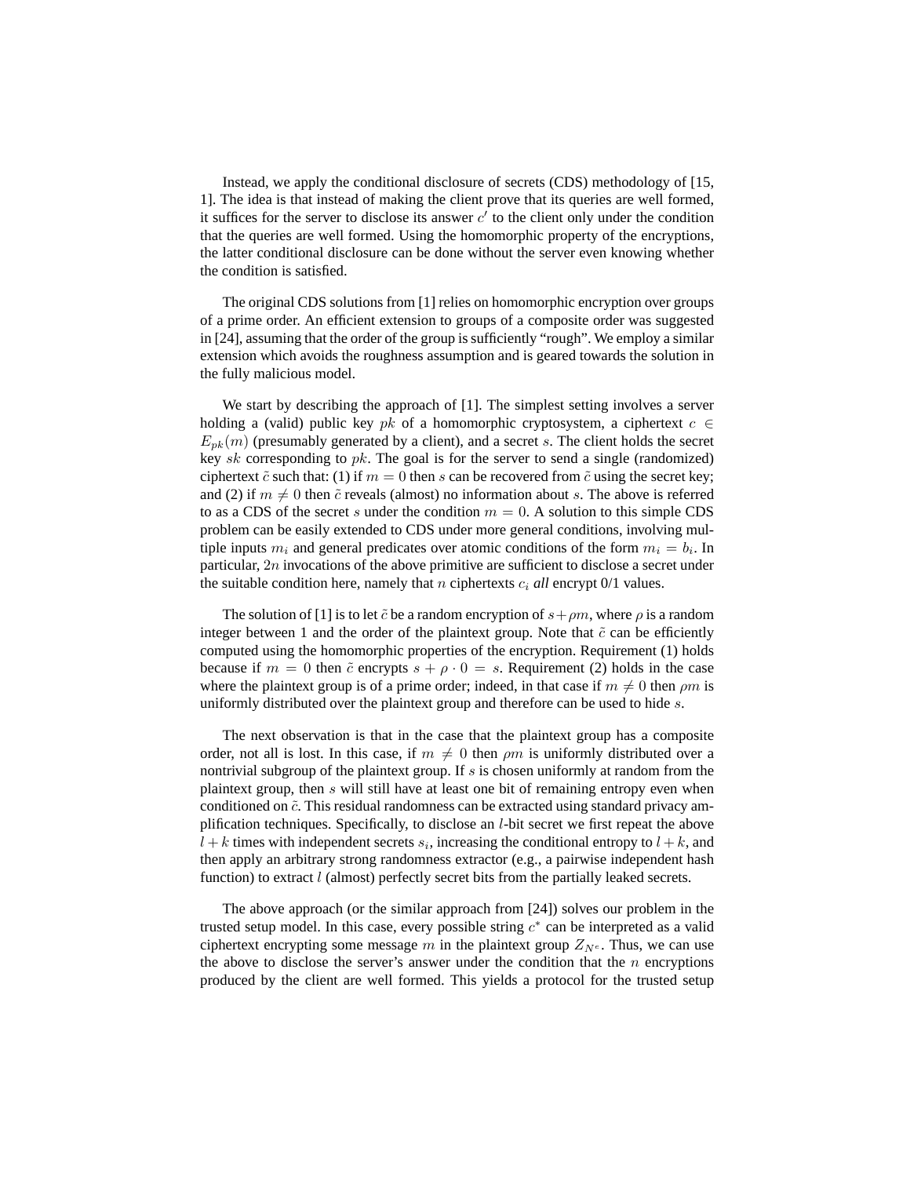Instead, we apply the conditional disclosure of secrets (CDS) methodology of [15, 1]. The idea is that instead of making the client prove that its queries are well formed, it suffices for the server to disclose its answer $c'$ to the client only under the condition that the queries are well formed. Using the homomorphic property of the encryptions, the latter conditional disclosure can be done without the server even knowing whether the condition is satisfied.

The original CDS solutions from [1] relies on homomorphic encryption over groups of a prime order. An efficient extension to groups of a composite order was suggested in [24], assuming that the order of the group is sufficiently "rough". We employ a similar extension which avoids the roughness assumption and is geared towards the solution in the fully malicious model.

We start by describing the approach of [1]. The simplest setting involves a server holding a (valid) public key $pk$ of a homomorphic cryptosystem, a ciphertext $c \in E_{pk}(m)$ (presumably generated by a client), and a secret $s$. The client holds the secret key $sk$ corresponding to $pk$. The goal is for the server to send a single (randomized) ciphertext $\tilde{c}$ such that: (1) if $m = 0$ then $s$ can be recovered from $\tilde{c}$ using the secret key; and (2) if $m \neq 0$ then $\tilde{c}$ reveals (almost) no information about $s$. The above is referred to as a CDS of the secret $s$ under the condition $m = 0$. A solution to this simple CDS problem can be easily extended to CDS under more general conditions, involving multiple inputs $m_i$ and general predicates over atomic conditions of the form $m_i = b_i$. In particular, $2n$ invocations of the above primitive are sufficient to disclose a secret under the suitable condition here, namely that $n$ ciphertexts $c_i$ *all* encrypt 0/1 values.

The solution of [1] is to let $\tilde{c}$ be a random encryption of $s + \rho m$, where $\rho$ is a random integer between 1 and the order of the plaintext group. Note that $\tilde{c}$ can be efficiently computed using the homomorphic properties of the encryption. Requirement (1) holds because if $m = 0$ then $\tilde{c}$ encrypts $s + \rho \cdot 0 = s$. Requirement (2) holds in the case where the plaintext group is of a prime order; indeed, in that case if $m \neq 0$ then $\rho m$ is uniformly distributed over the plaintext group and therefore can be used to hide $s$.

The next observation is that in the case that the plaintext group has a composite order, not all is lost. In this case, if $m \neq 0$ then $\rho m$ is uniformly distributed over a nontrivial subgroup of the plaintext group. If $s$ is chosen uniformly at random from the plaintext group, then $s$ will still have at least one bit of remaining entropy even when conditioned on $\tilde{c}$. This residual randomness can be extracted using standard privacy amplification techniques. Specifically, to disclose an $l$-bit secret we first repeat the above $l + k$ times with independent secrets $s_i$, increasing the conditional entropy to $l + k$, and then apply an arbitrary strong randomness extractor (e.g., a pairwise independent hash function) to extract $l$ (almost) perfectly secret bits from the partially leaked secrets.

The above approach (or the similar approach from [24]) solves our problem in the trusted setup model. In this case, every possible string $c^*$ can be interpreted as a valid ciphertext encrypting some message $m$ in the plaintext group $Z_{N^e}$. Thus, we can use the above to disclose the server's answer under the condition that the $n$ encryptions produced by the client are well formed. This yields a protocol for the trusted setup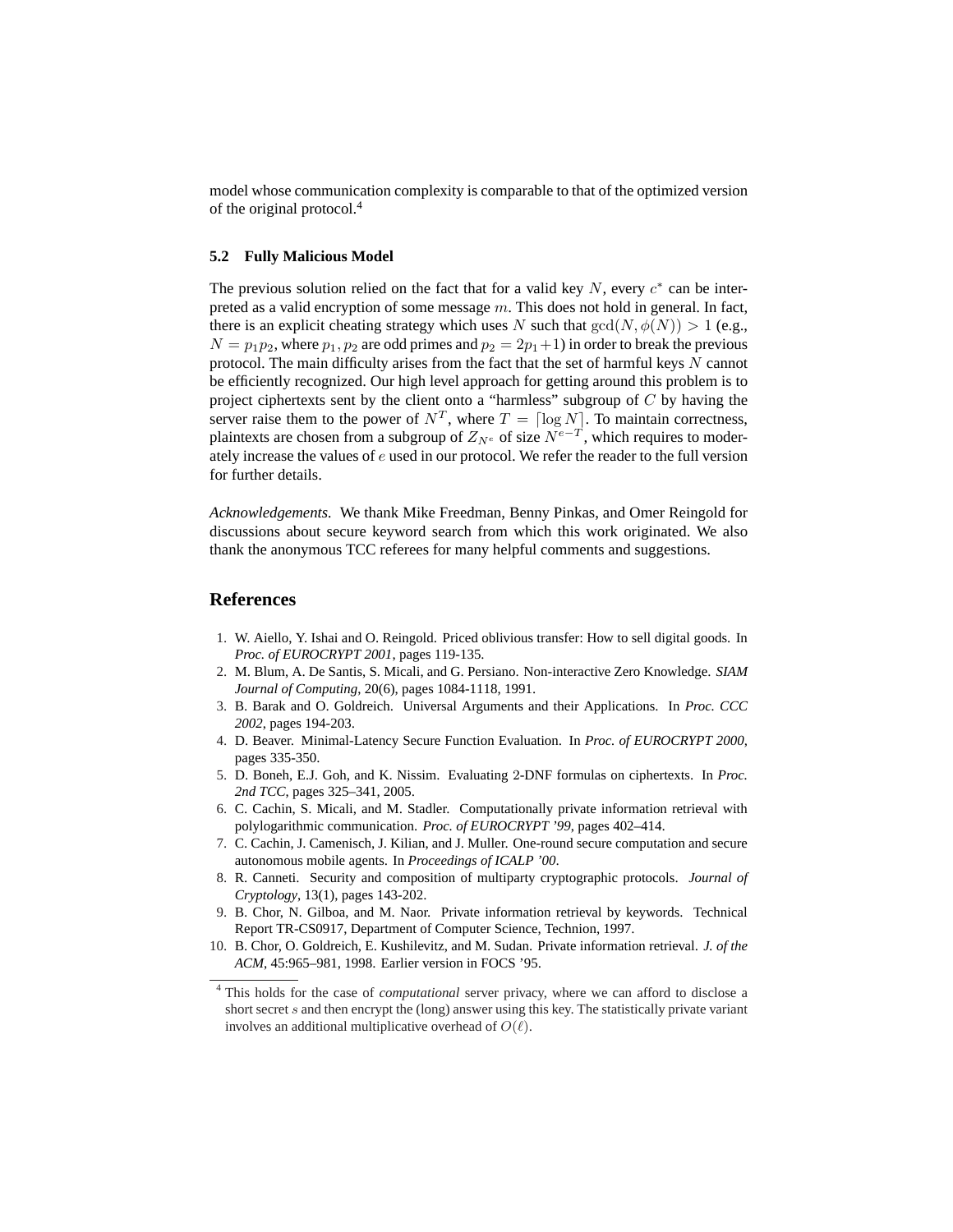model whose communication complexity is comparable to that of the optimized version of the original protocol.[4]

### 5.2 Fully Malicious Model

The previous solution relied on the fact that for a valid key $N$, every $c^*$ can be interpreted as a valid encryption of some message $m$. This does not hold in general. In fact, there is an explicit cheating strategy which uses $N$ such that $\gcd(N, \phi(N)) > 1$ (e.g., $N = p_1 p_2$, where $p_1, p_2$ are odd primes and $p_2 = 2p_1 + 1$) in order to break the previous protocol. The main difficulty arises from the fact that the set of harmful keys $N$ cannot be efficiently recognized. Our high level approach for getting around this problem is to project ciphertexts sent by the client onto a "harmless" subgroup of $C$ by having the server raise them to the power of $N^T$, where $T = \lceil \log N \rceil$. To maintain correctness, plaintexts are chosen from a subgroup of $Z_{N^e}$ of size $N^{e-T}$, which requires to moderately increase the values of $e$ used in our protocol. We refer the reader to the full version for further details.

*Acknowledgements.* We thank Mike Freedman, Benny Pinkas, and Omer Reingold for discussions about secure keyword search from which this work originated. We also thank the anonymous TCC referees for many helpful comments and suggestions.

## References

1. W. Aiello, Y. Ishai and O. Reingold. Priced oblivious transfer: How to sell digital goods. In *Proc. of EUROCRYPT 2001*, pages 119-135.
2. M. Blum, A. De Santis, S. Micali, and G. Persiano. Non-interactive Zero Knowledge. *SIAM Journal of Computing*, 20(6), pages 1084-1118, 1991.
3. B. Barak and O. Goldreich. Universal Arguments and their Applications. In *Proc. CCC 2002*, pages 194-203.
4. D. Beaver. Minimal-Latency Secure Function Evaluation. In *Proc. of EUROCRYPT 2000*, pages 335-350.
5. D. Boneh, E.J. Goh, and K. Nissim. Evaluating 2-DNF formulas on ciphertexts. In *Proc. 2nd TCC*, pages 325–341, 2005.
6. C. Cachin, S. Micali, and M. Stadler. Computationally private information retrieval with polylogarithmic communication. *Proc. of EUROCRYPT '99*, pages 402–414.
7. C. Cachin, J. Camenisch, J. Kilian, and J. Muller. One-round secure computation and secure autonomous mobile agents. In *Proceedings of ICALP '00*.
8. R. Canneti. Security and composition of multiparty cryptographic protocols. *Journal of Cryptology*, 13(1), pages 143-202.
9. B. Chor, N. Gilboa, and M. Naor. Private information retrieval by keywords. Technical Report TR-CS0917, Department of Computer Science, Technion, 1997.
10. B. Chor, O. Goldreich, E. Kushilevitz, and M. Sudan. Private information retrieval. *J. of the ACM*, 45:965–981, 1998. Earlier version in FOCS '95.

[4] This holds for the case of *computational* server privacy, where we can afford to disclose a short secret $s$ and then encrypt the (long) answer using this key. The statistically private variant involves an additional multiplicative overhead of $O(\ell)$.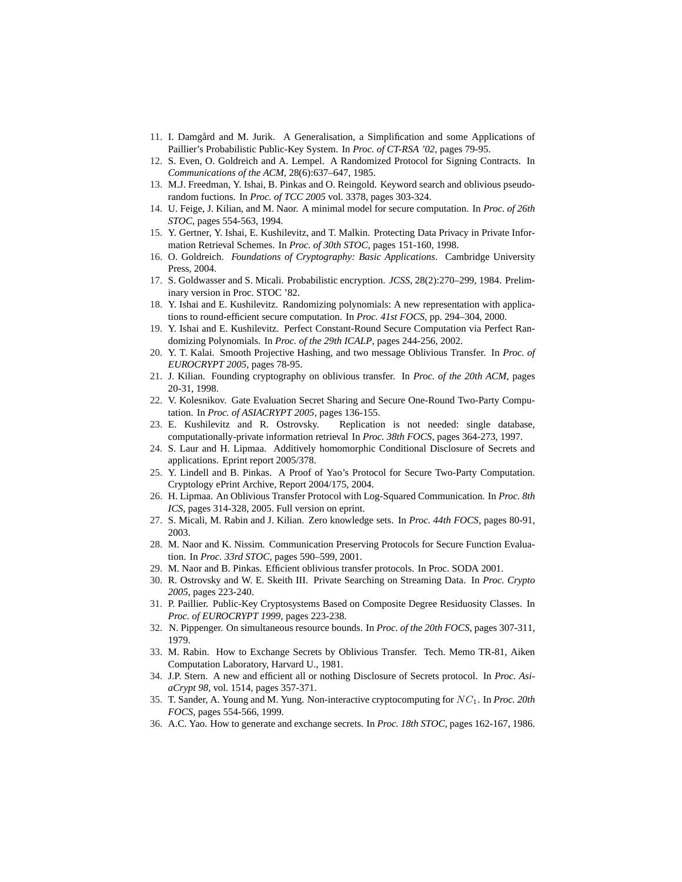11. I. Damgård and M. Jurik. A Generalisation, a Simplification and some Applications of Paillier's Probabilistic Public-Key System. In *Proc. of CT-RSA '02*, pages 79-95.
12. S. Even, O. Goldreich and A. Lempel. A Randomized Protocol for Signing Contracts. In *Communications of the ACM*, 28(6):637–647, 1985.
13. M.J. Freedman, Y. Ishai, B. Pinkas and O. Reingold. Keyword search and oblivious pseudo-random fuctions. In *Proc. of TCC 2005* vol. 3378, pages 303-324.
14. U. Feige, J. Kilian, and M. Naor. A minimal model for secure computation. In *Proc. of 26th STOC*, pages 554-563, 1994.
15. Y. Gertner, Y. Ishai, E. Kushilevitz, and T. Malkin. Protecting Data Privacy in Private Information Retrieval Schemes. In *Proc. of 30th STOC*, pages 151-160, 1998.
16. O. Goldreich. *Foundations of Cryptography: Basic Applications*. Cambridge University Press, 2004.
17. S. Goldwasser and S. Micali. Probabilistic encryption. *JCSS*, 28(2):270–299, 1984. Preliminary version in Proc. STOC '82.
18. Y. Ishai and E. Kushilevitz. Randomizing polynomials: A new representation with applications to round-efficient secure computation. In *Proc. 41st FOCS*, pp. 294–304, 2000.
19. Y. Ishai and E. Kushilevitz. Perfect Constant-Round Secure Computation via Perfect Randomizing Polynomials. In *Proc. of the 29th ICALP*, pages 244-256, 2002.
20. Y. T. Kalai. Smooth Projective Hashing, and two message Oblivious Transfer. In *Proc. of EUROCRYPT 2005*, pages 78-95.
21. J. Kilian. Founding cryptography on oblivious transfer. In *Proc. of the 20th ACM*, pages 20-31, 1998.
22. V. Kolesnikov. Gate Evaluation Secret Sharing and Secure One-Round Two-Party Computation. In *Proc. of ASIACRYPT 2005*, pages 136-155.
23. E. Kushilevitz and R. Ostrovsky. Replication is not needed: single database, computationally-private information retrieval In *Proc. 38th FOCS*, pages 364-273, 1997.
24. S. Laur and H. Lipmaa. Additively homomorphic Conditional Disclosure of Secrets and applications. Eprint report 2005/378.
25. Y. Lindell and B. Pinkas. A Proof of Yao's Protocol for Secure Two-Party Computation. Cryptology ePrint Archive, Report 2004/175, 2004.
26. H. Lipmaa. An Oblivious Transfer Protocol with Log-Squared Communication. In *Proc. 8th ICS*, pages 314-328, 2005. Full version on eprint.
27. S. Micali, M. Rabin and J. Kilian. Zero knowledge sets. In *Proc. 44th FOCS*, pages 80-91, 2003.
28. M. Naor and K. Nissim. Communication Preserving Protocols for Secure Function Evaluation. In *Proc. 33rd STOC*, pages 590–599, 2001.
29. M. Naor and B. Pinkas. Efficient oblivious transfer protocols. In Proc. SODA 2001.
30. R. Ostrovsky and W. E. Skeith III. Private Searching on Streaming Data. In *Proc. Crypto 2005*, pages 223-240.
31. P. Paillier. Public-Key Cryptosystems Based on Composite Degree Residuosity Classes. In *Proc. of EUROCRYPT 1999*, pages 223-238.
32. N. Pippenger. On simultaneous resource bounds. In *Proc. of the 20th FOCS*, pages 307-311, 1979.
33. M. Rabin. How to Exchange Secrets by Oblivious Transfer. Tech. Memo TR-81, Aiken Computation Laboratory, Harvard U., 1981.
34. J.P. Stern. A new and efficient all or nothing Disclosure of Secrets protocol. In *Proc. AsiaCrypt 98*, vol. 1514, pages 357-371.
35. T. Sander, A. Young and M. Yung. Non-interactive cryptocomputing for $NC_1$. In *Proc. 20th FOCS*, pages 554-566, 1999.
36. A.C. Yao. How to generate and exchange secrets. In *Proc. 18th STOC*, pages 162-167, 1986.